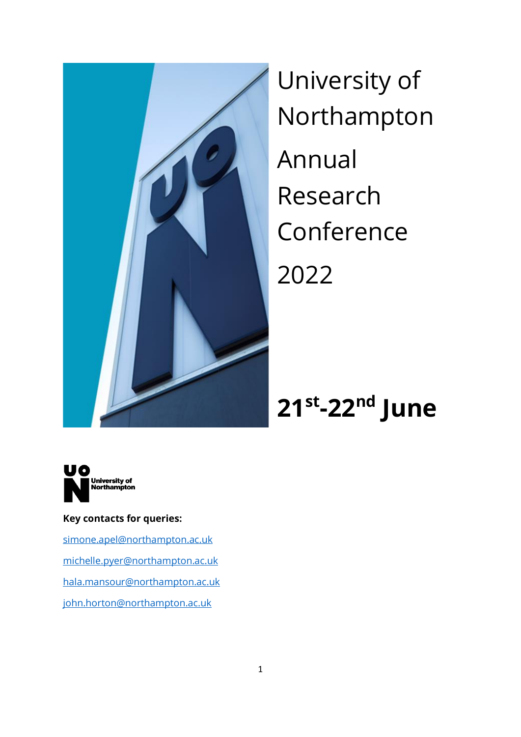# University of Northampton Annual Research Conference 2022

## 21st-22nd June

**Key contacts for queries:**

simone.apel@northampton.ac.uk

michelle.pyer@northampton.ac.uk

hala.mansour@northampton.ac.uk

john.horton@northampton.ac.uk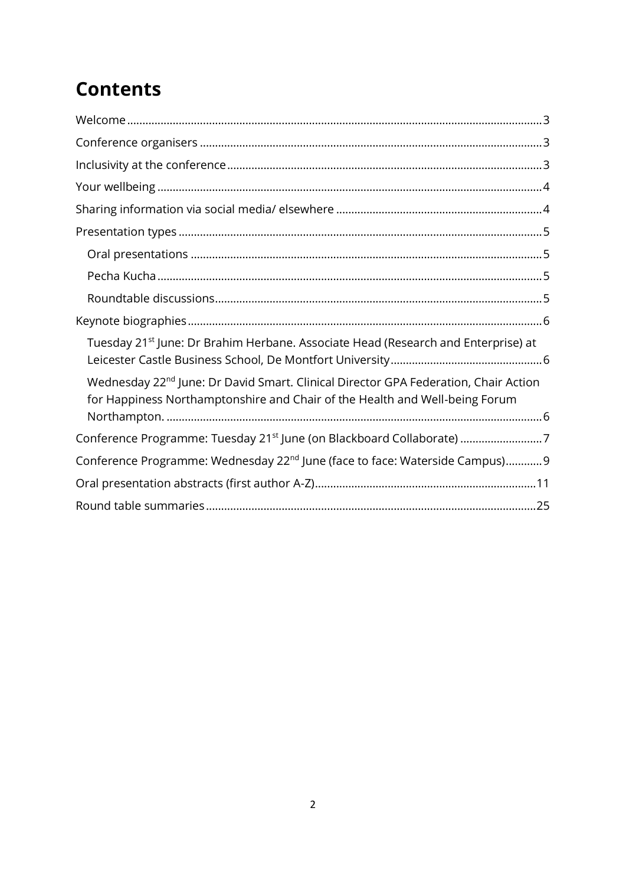# Contents

Welcome ........................................................................................................................ 3

Conference organisers ................................................................................................. 3

Inclusivity at the conference ........................................................................................ 3

Your wellbeing .............................................................................................................. 4

Sharing information via social media/ elsewhere ....................................................... 4

Presentation types ....................................................................................................... 5

- Oral presentations ................................................................................................... 5
- Pecha Kucha ............................................................................................................. 5
- Roundtable discussions ........................................................................................... 5

Keynote biographies .................................................................................................... 6

- Tuesday 21st June: Dr Brahim Herbane. Associate Head (Research and Enterprise) at Leicester Castle Business School, De Montfort University .................................................. 6
- Wednesday 22nd June: Dr David Smart. Clinical Director GPA Federation, Chair Action for Happiness Northamptonshire and Chair of the Health and Well-being Forum Northampton. ........................................................................................................... 6

Conference Programme: Tuesday 21st June (on Blackboard Collaborate) ........................... 7

Conference Programme: Wednesday 22nd June (face to face: Waterside Campus) ............ 9

Oral presentation abstracts (first author A-Z) ........................................................................ 11

Round table summaries ........................................................................................................ 25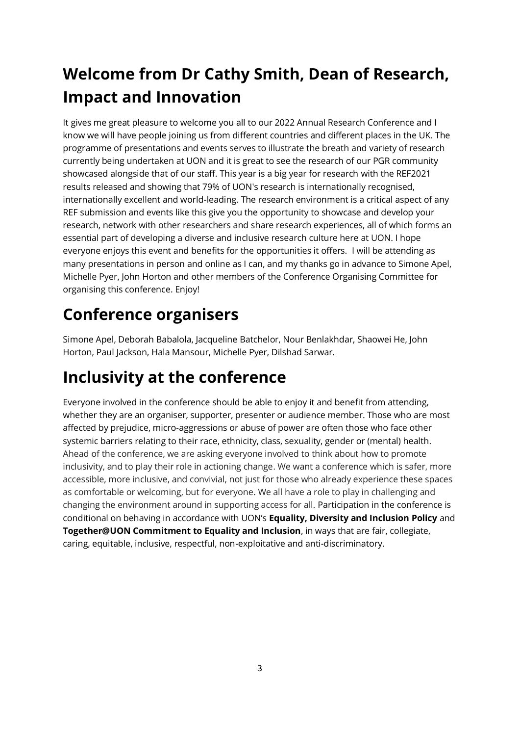## Welcome from Dr Cathy Smith, Dean of Research, Impact and Innovation

It gives me great pleasure to welcome you all to our 2022 Annual Research Conference and I know we will have people joining us from different countries and different places in the UK. The programme of presentations and events serves to illustrate the breath and variety of research currently being undertaken at UON and it is great to see the research of our PGR community showcased alongside that of our staff. This year is a big year for research with the REF2021 results released and showing that 79% of UON's research is internationally recognised, internationally excellent and world-leading. The research environment is a critical aspect of any REF submission and events like this give you the opportunity to showcase and develop your research, network with other researchers and share research experiences, all of which forms an essential part of developing a diverse and inclusive research culture here at UON. I hope everyone enjoys this event and benefits for the opportunities it offers. I will be attending as many presentations in person and online as I can, and my thanks go in advance to Simone Apel, Michelle Pyer, John Horton and other members of the Conference Organising Committee for organising this conference. Enjoy!

## Conference organisers

Simone Apel, Deborah Babalola, Jacqueline Batchelor, Nour Benlakhdar, Shaowei He, John Horton, Paul Jackson, Hala Mansour, Michelle Pyer, Dilshad Sarwar.

## Inclusivity at the conference

Everyone involved in the conference should be able to enjoy it and benefit from attending, whether they are an organiser, supporter, presenter or audience member. Those who are most affected by prejudice, micro-aggressions or abuse of power are often those who face other systemic barriers relating to their race, ethnicity, class, sexuality, gender or (mental) health. Ahead of the conference, we are asking everyone involved to think about how to promote inclusivity, and to play their role in actioning change. We want a conference which is safer, more accessible, more inclusive, and convivial, not just for those who already experience these spaces as comfortable or welcoming, but for everyone. We all have a role to play in challenging and changing the environment around in supporting access for all. Participation in the conference is conditional on behaving in accordance with UON's **Equality, Diversity and Inclusion Policy** and **Together@UON Commitment to Equality and Inclusion**, in ways that are fair, collegiate, caring, equitable, inclusive, respectful, non-exploitative and anti-discriminatory.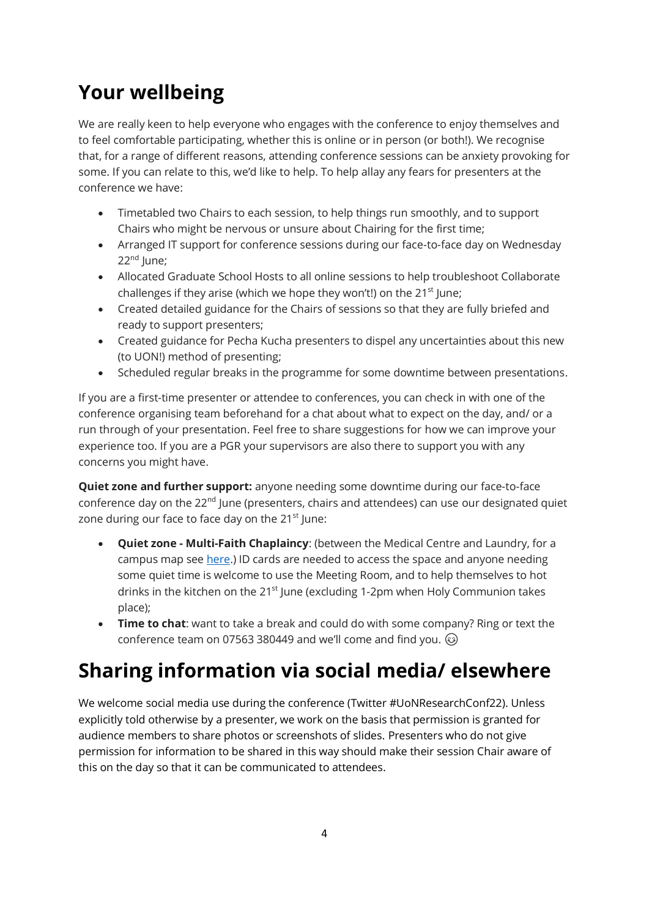# Your wellbeing

We are really keen to help everyone who engages with the conference to enjoy themselves and to feel comfortable participating, whether this is online or in person (or both!). We recognise that, for a range of different reasons, attending conference sessions can be anxiety provoking for some. If you can relate to this, we'd like to help. To help allay any fears for presenters at the conference we have:

- Timetabled two Chairs to each session, to help things run smoothly, and to support Chairs who might be nervous or unsure about Chairing for the first time;
- Arranged IT support for conference sessions during our face-to-face day on Wednesday 22nd June;
- Allocated Graduate School Hosts to all online sessions to help troubleshoot Collaborate challenges if they arise (which we hope they won't!) on the 21st June;
- Created detailed guidance for the Chairs of sessions so that they are fully briefed and ready to support presenters;
- Created guidance for Pecha Kucha presenters to dispel any uncertainties about this new (to UON!) method of presenting;
- Scheduled regular breaks in the programme for some downtime between presentations.

If you are a first-time presenter or attendee to conferences, you can check in with one of the conference organising team beforehand for a chat about what to expect on the day, and/ or a run through of your presentation. Feel free to share suggestions for how we can improve your experience too. If you are a PGR your supervisors are also there to support you with any concerns you might have.

**Quiet zone and further support:** anyone needing some downtime during our face-to-face conference day on the 22nd June (presenters, chairs and attendees) can use our designated quiet zone during our face to face day on the 21st June:

- **Quiet zone - Multi-Faith Chaplaincy**: (between the Medical Centre and Laundry, for a campus map see here.) ID cards are needed to access the space and anyone needing some quiet time is welcome to use the Meeting Room, and to help themselves to hot drinks in the kitchen on the 21st June (excluding 1-2pm when Holy Communion takes place);
- **Time to chat**: want to take a break and could do with some company? Ring or text the conference team on 07563 380449 and we'll come and find you. 😉

# Sharing information via social media/ elsewhere

We welcome social media use during the conference (Twitter #UoNResearchConf22). Unless explicitly told otherwise by a presenter, we work on the basis that permission is granted for audience members to share photos or screenshots of slides. Presenters who do not give permission for information to be shared in this way should make their session Chair aware of this on the day so that it can be communicated to attendees.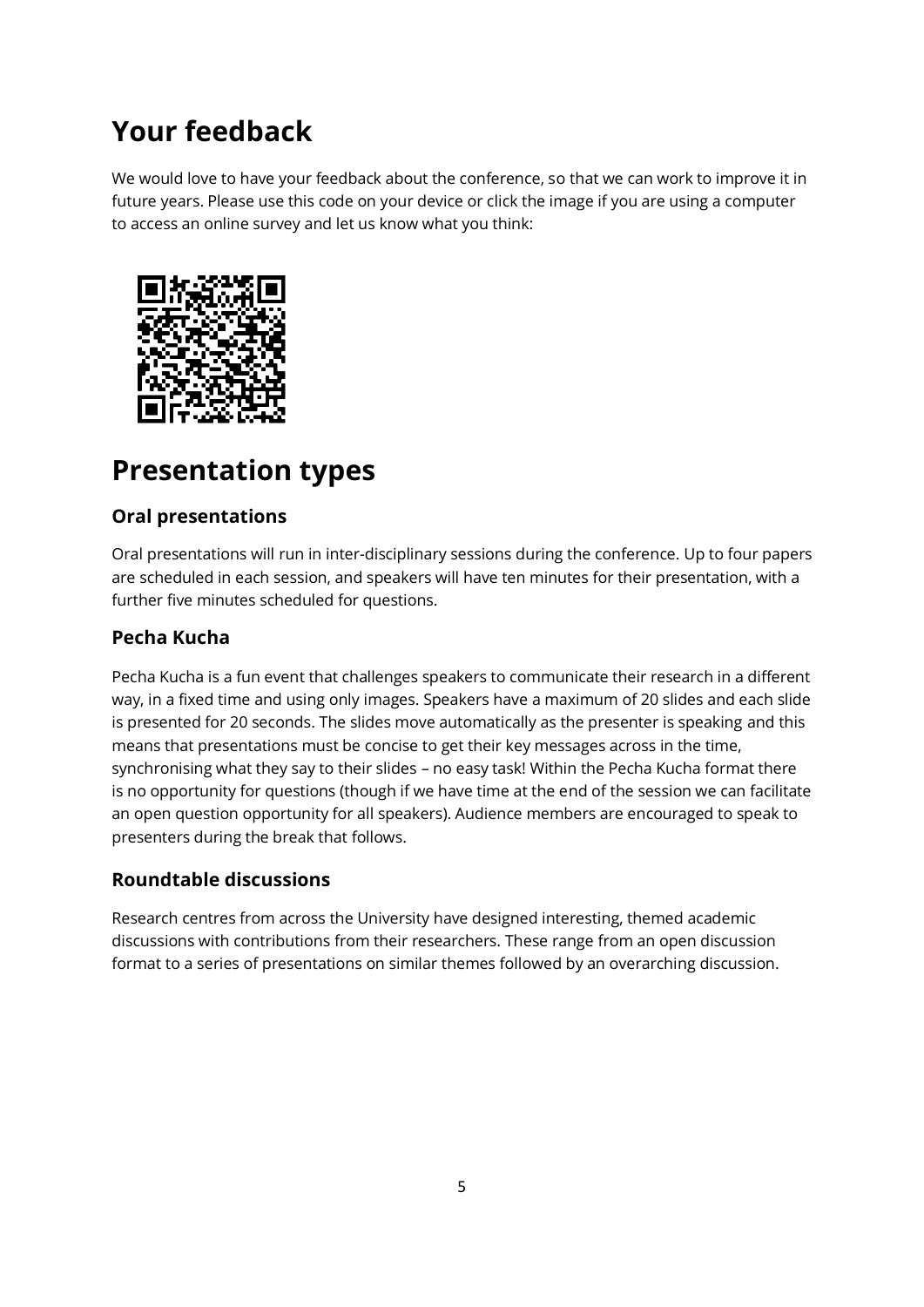# Your feedback

We would love to have your feedback about the conference, so that we can work to improve it in future years. Please use this code on your device or click the image if you are using a computer to access an online survey and let us know what you think:

# Presentation types

## Oral presentations

Oral presentations will run in inter-disciplinary sessions during the conference. Up to four papers are scheduled in each session, and speakers will have ten minutes for their presentation, with a further five minutes scheduled for questions.

## Pecha Kucha

Pecha Kucha is a fun event that challenges speakers to communicate their research in a different way, in a fixed time and using only images. Speakers have a maximum of 20 slides and each slide is presented for 20 seconds. The slides move automatically as the presenter is speaking and this means that presentations must be concise to get their key messages across in the time, synchronising what they say to their slides – no easy task! Within the Pecha Kucha format there is no opportunity for questions (though if we have time at the end of the session we can facilitate an open question opportunity for all speakers). Audience members are encouraged to speak to presenters during the break that follows.

## Roundtable discussions

Research centres from across the University have designed interesting, themed academic discussions with contributions from their researchers. These range from an open discussion format to a series of presentations on similar themes followed by an overarching discussion.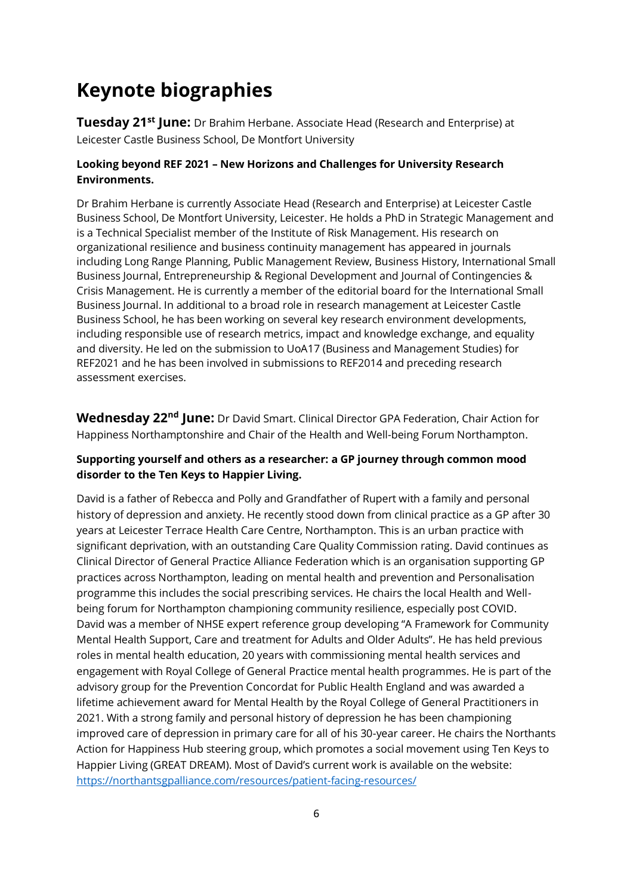# Keynote biographies

**Tuesday 21st June:** Dr Brahim Herbane. Associate Head (Research and Enterprise) at Leicester Castle Business School, De Montfort University

**Looking beyond REF 2021 – New Horizons and Challenges for University Research Environments.**

Dr Brahim Herbane is currently Associate Head (Research and Enterprise) at Leicester Castle Business School, De Montfort University, Leicester. He holds a PhD in Strategic Management and is a Technical Specialist member of the Institute of Risk Management. His research on organizational resilience and business continuity management has appeared in journals including Long Range Planning, Public Management Review, Business History, International Small Business Journal, Entrepreneurship & Regional Development and Journal of Contingencies & Crisis Management. He is currently a member of the editorial board for the International Small Business Journal. In additional to a broad role in research management at Leicester Castle Business School, he has been working on several key research environment developments, including responsible use of research metrics, impact and knowledge exchange, and equality and diversity. He led on the submission to UoA17 (Business and Management Studies) for REF2021 and he has been involved in submissions to REF2014 and preceding research assessment exercises.

**Wednesday 22nd June:** Dr David Smart. Clinical Director GPA Federation, Chair Action for Happiness Northamptonshire and Chair of the Health and Well-being Forum Northampton.

**Supporting yourself and others as a researcher: a GP journey through common mood disorder to the Ten Keys to Happier Living.**

David is a father of Rebecca and Polly and Grandfather of Rupert with a family and personal history of depression and anxiety. He recently stood down from clinical practice as a GP after 30 years at Leicester Terrace Health Care Centre, Northampton. This is an urban practice with significant deprivation, with an outstanding Care Quality Commission rating. David continues as Clinical Director of General Practice Alliance Federation which is an organisation supporting GP practices across Northampton, leading on mental health and prevention and Personalisation programme this includes the social prescribing services. He chairs the local Health and Well-being forum for Northampton championing community resilience, especially post COVID. David was a member of NHSE expert reference group developing "A Framework for Community Mental Health Support, Care and treatment for Adults and Older Adults". He has held previous roles in mental health education, 20 years with commissioning mental health services and engagement with Royal College of General Practice mental health programmes. He is part of the advisory group for the Prevention Concordat for Public Health England and was awarded a lifetime achievement award for Mental Health by the Royal College of General Practitioners in 2021. With a strong family and personal history of depression he has been championing improved care of depression in primary care for all of his 30-year career. He chairs the Northants Action for Happiness Hub steering group, which promotes a social movement using Ten Keys to Happier Living (GREAT DREAM). Most of David's current work is available on the website: https://northantsgpalliance.com/resources/patient-facing-resources/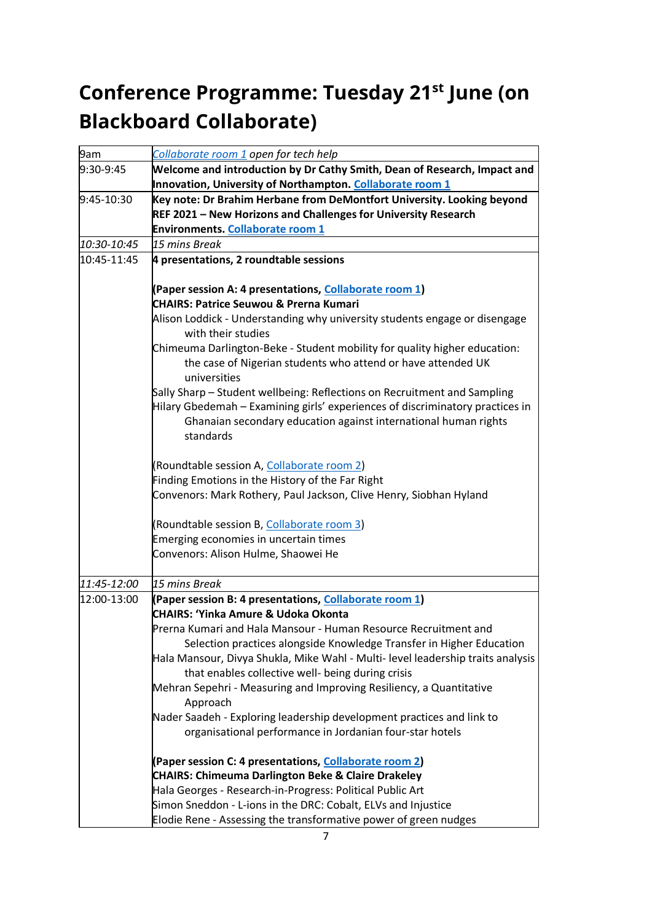# Conference Programme: Tuesday 21st June (on Blackboard Collaborate)

| | |
|---|---|
| 9am | *Collaborate room 1 open for tech help* |
| 9:30-9:45 | **Welcome and introduction by Dr Cathy Smith, Dean of Research, Impact and Innovation, University of Northampton. Collaborate room 1** |
| 9:45-10:30 | **Key note: Dr Brahim Herbane from DeMontfort University. Looking beyond REF 2021 – New Horizons and Challenges for University Research Environments. Collaborate room 1** |
| *10:30-10:45* | *15 mins Break* |
| 10:45-11:45 | **4 presentations, 2 roundtable sessions**<br><br>**(Paper session A: 4 presentations, Collaborate room 1)**<br>**CHAIRS: Patrice Seuwou & Prerna Kumari**<br>Alison Loddick - Understanding why university students engage or disengage with their studies<br>Chimeuma Darlington-Beke - Student mobility for quality higher education: the case of Nigerian students who attend or have attended UK universities<br>Sally Sharp – Student wellbeing: Reflections on Recruitment and Sampling<br>Hilary Gbedemah – Examining girls' experiences of discriminatory practices in Ghanaian secondary education against international human rights standards<br><br>(Roundtable session A, Collaborate room 2)<br>Finding Emotions in the History of the Far Right<br>Convenors: Mark Rothery, Paul Jackson, Clive Henry, Siobhan Hyland<br><br>(Roundtable session B, Collaborate room 3)<br>Emerging economies in uncertain times<br>Convenors: Alison Hulme, Shaowei He |
| *11:45-12:00* | *15 mins Break* |
| 12:00-13:00 | **(Paper session B: 4 presentations, Collaborate room 1)**<br>**CHAIRS: 'Yinka Amure & Udoka Okonta**<br>Prerna Kumari and Hala Mansour - Human Resource Recruitment and Selection practices alongside Knowledge Transfer in Higher Education<br>Hala Mansour, Divya Shukla, Mike Wahl - Multi- level leadership traits analysis that enables collective well- being during crisis<br>Mehran Sepehri - Measuring and Improving Resiliency, a Quantitative Approach<br>Nader Saadeh - Exploring leadership development practices and link to organisational performance in Jordanian four-star hotels<br><br>**(Paper session C: 4 presentations, Collaborate room 2)**<br>**CHAIRS: Chimeuma Darlington Beke & Claire Drakeley**<br>Hala Georges - Research-in-Progress: Political Public Art<br>Simon Sneddon - L-ions in the DRC: Cobalt, ELVs and Injustice<br>Elodie Rene - Assessing the transformative power of green nudges |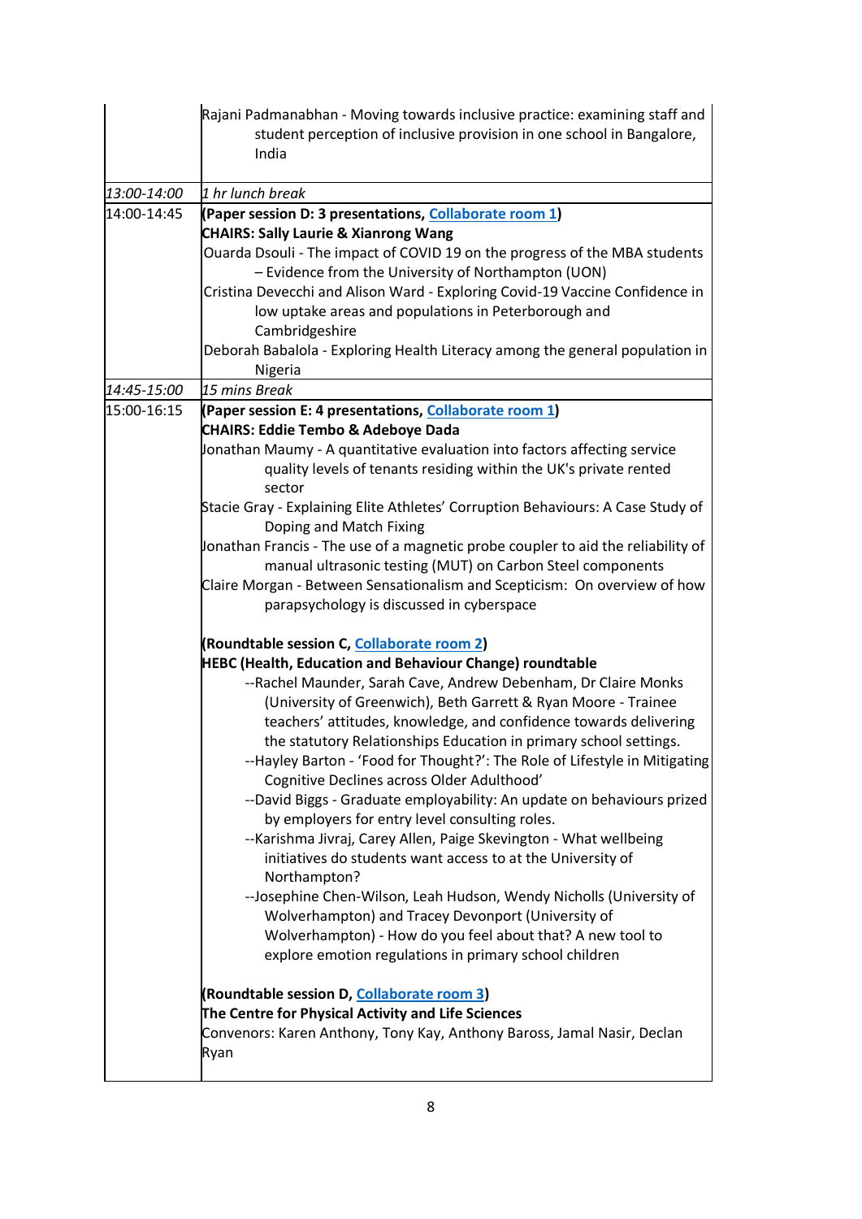| | |
|---|---|
| | Rajani Padmanabhan - Moving towards inclusive practice: examining staff and student perception of inclusive provision in one school in Bangalore, India |
| *13:00-14:00* | *1 hr lunch break* |
| 14:00-14:45 | **(Paper session D: 3 presentations, Collaborate room 1)**<br>**CHAIRS: Sally Laurie & Xianrong Wang**<br>Ouarda Dsouli - The impact of COVID 19 on the progress of the MBA students – Evidence from the University of Northampton (UON)<br>Cristina Devecchi and Alison Ward - Exploring Covid-19 Vaccine Confidence in low uptake areas and populations in Peterborough and Cambridgeshire<br>Deborah Babalola - Exploring Health Literacy among the general population in Nigeria |
| *14:45-15:00* | *15 mins Break* |
| 15:00-16:15 | **(Paper session E: 4 presentations, Collaborate room 1)**<br>**CHAIRS: Eddie Tembo & Adeboye Dada**<br>Jonathan Maumy - A quantitative evaluation into factors affecting service quality levels of tenants residing within the UK's private rented sector<br>Stacie Gray - Explaining Elite Athletes' Corruption Behaviours: A Case Study of Doping and Match Fixing<br>Jonathan Francis - The use of a magnetic probe coupler to aid the reliability of manual ultrasonic testing (MUT) on Carbon Steel components<br>Claire Morgan - Between Sensationalism and Scepticism: On overview of how parapsychology is discussed in cyberspace<br><br>**(Roundtable session C, Collaborate room 2)**<br>**HEBC (Health, Education and Behaviour Change) roundtable**<br>--Rachel Maunder, Sarah Cave, Andrew Debenham, Dr Claire Monks (University of Greenwich), Beth Garrett & Ryan Moore - Trainee teachers' attitudes, knowledge, and confidence towards delivering the statutory Relationships Education in primary school settings.<br>--Hayley Barton - 'Food for Thought?': The Role of Lifestyle in Mitigating Cognitive Declines across Older Adulthood'<br>--David Biggs - Graduate employability: An update on behaviours prized by employers for entry level consulting roles.<br>--Karishma Jivraj, Carey Allen, Paige Skevington - What wellbeing initiatives do students want access to at the University of Northampton?<br>--Josephine Chen-Wilson, Leah Hudson, Wendy Nicholls (University of Wolverhampton) and Tracey Devonport (University of Wolverhampton) - How do you feel about that? A new tool to explore emotion regulations in primary school children<br><br>**(Roundtable session D, Collaborate room 3)**<br>**The Centre for Physical Activity and Life Sciences**<br>Convenors: Karen Anthony, Tony Kay, Anthony Baross, Jamal Nasir, Declan Ryan |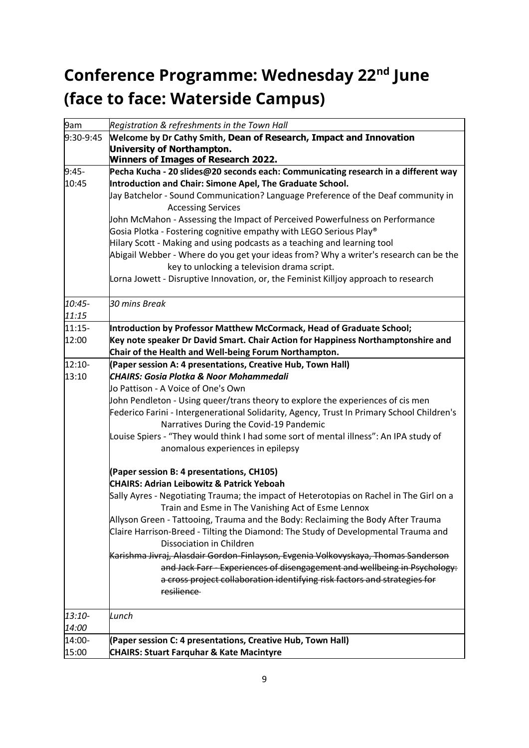# Conference Programme: Wednesday 22nd June (face to face: Waterside Campus)

| Time | Session |
|---|---|
| 9am | *Registration & refreshments in the Town Hall* |
| 9:30-9:45 | **Welcome by Dr Cathy Smith, Dean of Research, Impact and Innovation University of Northampton.**<br>**Winners of Images of Research 2022.** |
| 9:45-10:45 | **Pecha Kucha - 20 slides@20 seconds each: Communicating research in a different way**<br>**Introduction and Chair: Simone Apel, The Graduate School.**<br>Jay Batchelor - Sound Communication? Language Preference of the Deaf community in Accessing Services<br>John McMahon - Assessing the Impact of Perceived Powerfulness on Performance<br>Gosia Plotka - Fostering cognitive empathy with LEGO Serious Play®<br>Hilary Scott - Making and using podcasts as a teaching and learning tool<br>Abigail Webber - Where do you get your ideas from? Why a writer's research can be the key to unlocking a television drama script.<br>Lorna Jowett - Disruptive Innovation, or, the Feminist Killjoy approach to research |
| *10:45-11:15* | *30 mins Break* |
| 11:15-12:00 | **Introduction by Professor Matthew McCormack, Head of Graduate School;**<br>**Key note speaker Dr David Smart. Chair Action for Happiness Northamptonshire and Chair of the Health and Well-being Forum Northampton.** |
| 12:10-13:10 | **(Paper session A: 4 presentations, Creative Hub, Town Hall)**<br>***CHAIRS: Gosia Plotka & Noor Mohammedali***<br>Jo Pattison - A Voice of One's Own<br>John Pendleton - Using queer/trans theory to explore the experiences of cis men<br>Federico Farini - Intergenerational Solidarity, Agency, Trust In Primary School Children's Narratives During the Covid-19 Pandemic<br>Louise Spiers - "They would think I had some sort of mental illness": An IPA study of anomalous experiences in epilepsy<br><br>**(Paper session B: 4 presentations, CH105)**<br>**CHAIRS: Adrian Leibowitz & Patrick Yeboah**<br>Sally Ayres - Negotiating Trauma; the impact of Heterotopias on Rachel in The Girl on a Train and Esme in The Vanishing Act of Esme Lennox<br>Allyson Green - Tattooing, Trauma and the Body: Reclaiming the Body After Trauma<br>Claire Harrison-Breed - Tilting the Diamond: The Study of Developmental Trauma and Dissociation in Children<br>~~Karishma Jivraj, Alasdair Gordon-Finlayson, Evgenia Volkovyskaya, Thomas Sanderson and Jack Farr - Experiences of disengagement and wellbeing in Psychology: a cross project collaboration identifying risk factors and strategies for resilience~~ |
| *13:10-14:00* | *Lunch* |
| 14:00-15:00 | **(Paper session C: 4 presentations, Creative Hub, Town Hall)**<br>**CHAIRS: Stuart Farquhar & Kate Macintyre** |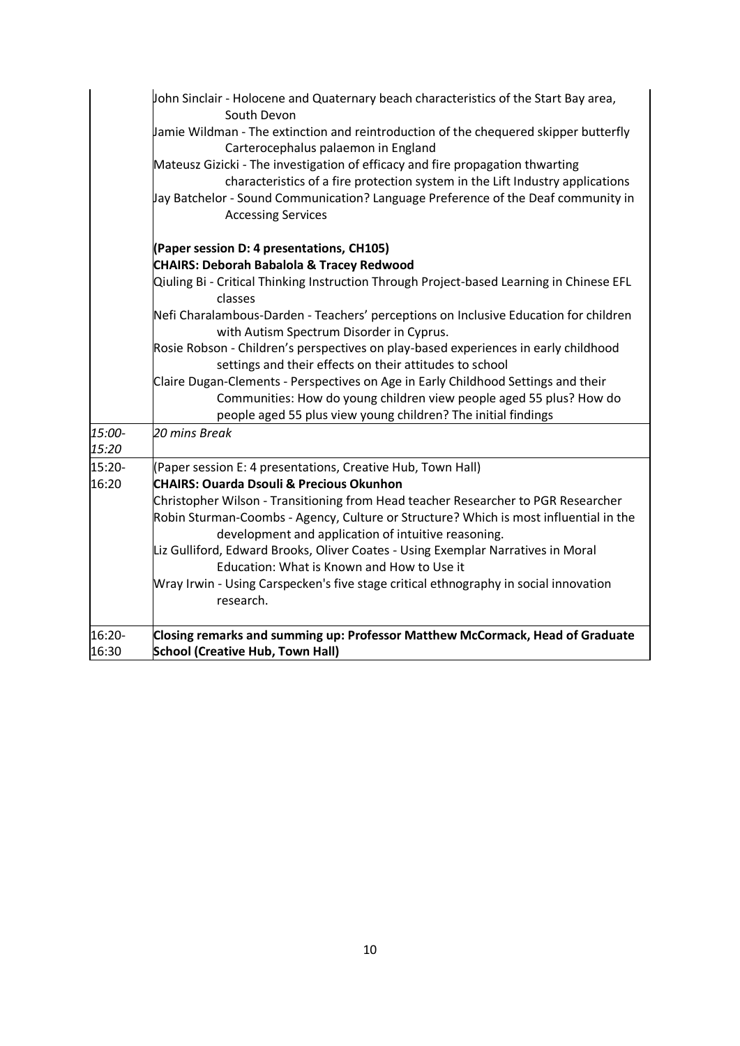| | |
|---|---|
| | John Sinclair - Holocene and Quaternary beach characteristics of the Start Bay area, South Devon<br>Jamie Wildman - The extinction and reintroduction of the chequered skipper butterfly Carterocephalus palaemon in England<br>Mateusz Gizicki - The investigation of efficacy and fire propagation thwarting characteristics of a fire protection system in the Lift Industry applications<br>Jay Batchelor - Sound Communication? Language Preference of the Deaf community in Accessing Services<br><br>**(Paper session D: 4 presentations, CH105)**<br>**CHAIRS: Deborah Babalola & Tracey Redwood**<br>Qiuling Bi - Critical Thinking Instruction Through Project-based Learning in Chinese EFL classes<br>Nefi Charalambous-Darden - Teachers' perceptions on Inclusive Education for children with Autism Spectrum Disorder in Cyprus.<br>Rosie Robson - Children's perspectives on play-based experiences in early childhood settings and their effects on their attitudes to school<br>Claire Dugan-Clements - Perspectives on Age in Early Childhood Settings and their Communities: How do young children view people aged 55 plus? How do people aged 55 plus view young children? The initial findings |
| *15:00-15:20* | *20 mins Break* |
| 15:20-16:20 | (Paper session E: 4 presentations, Creative Hub, Town Hall)<br>**CHAIRS: Ouarda Dsouli & Precious Okunhon**<br>Christopher Wilson - Transitioning from Head teacher Researcher to PGR Researcher<br>Robin Sturman-Coombs - Agency, Culture or Structure? Which is most influential in the development and application of intuitive reasoning.<br>Liz Gulliford, Edward Brooks, Oliver Coates - Using Exemplar Narratives in Moral Education: What is Known and How to Use it<br>Wray Irwin - Using Carspecken's five stage critical ethnography in social innovation research. |
| 16:20-16:30 | **Closing remarks and summing up: Professor Matthew McCormack, Head of Graduate School (Creative Hub, Town Hall)** |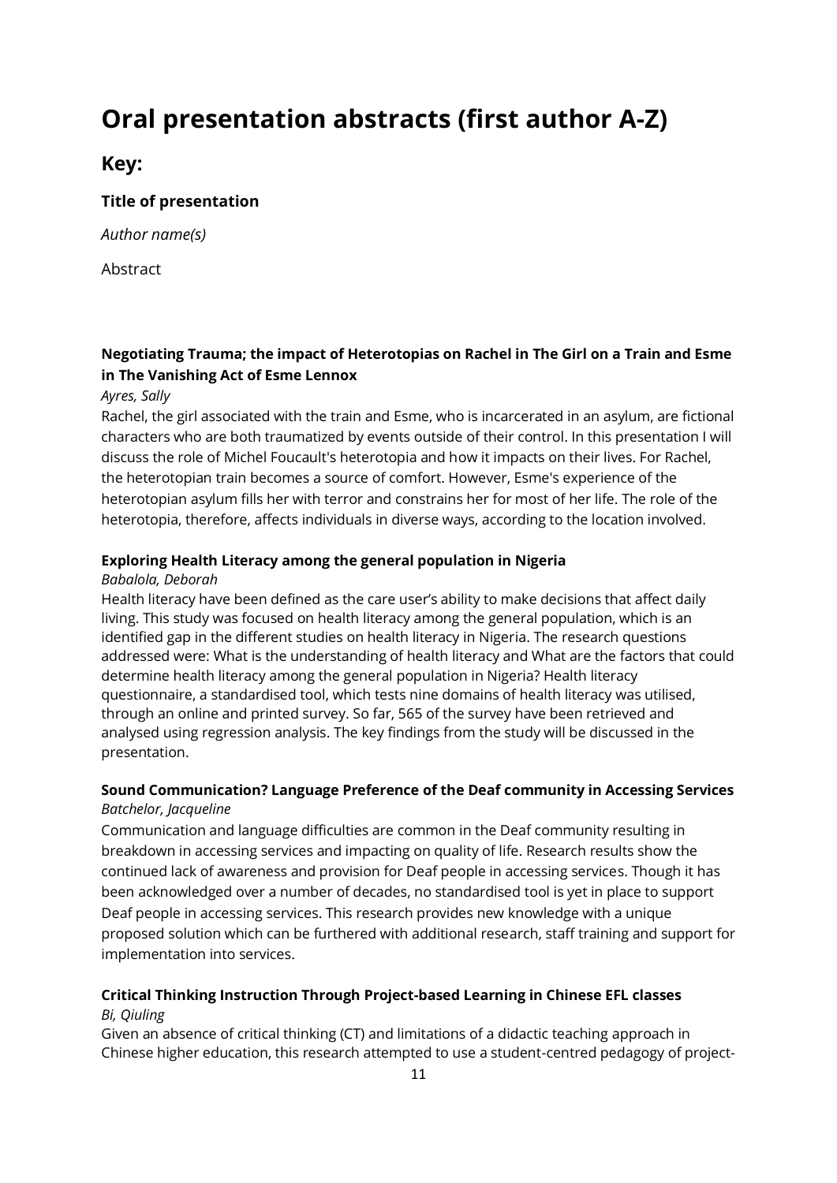# Oral presentation abstracts (first author A-Z)

## Key:

### Title of presentation

*Author name(s)*

Abstract

**Negotiating Trauma; the impact of Heterotopias on Rachel in The Girl on a Train and Esme in The Vanishing Act of Esme Lennox**

*Ayres, Sally*

Rachel, the girl associated with the train and Esme, who is incarcerated in an asylum, are fictional characters who are both traumatized by events outside of their control. In this presentation I will discuss the role of Michel Foucault's heterotopia and how it impacts on their lives. For Rachel, the heterotopian train becomes a source of comfort. However, Esme's experience of the heterotopian asylum fills her with terror and constrains her for most of her life. The role of the heterotopia, therefore, affects individuals in diverse ways, according to the location involved.

**Exploring Health Literacy among the general population in Nigeria**

*Babalola, Deborah*

Health literacy have been defined as the care user's ability to make decisions that affect daily living. This study was focused on health literacy among the general population, which is an identified gap in the different studies on health literacy in Nigeria. The research questions addressed were: What is the understanding of health literacy and What are the factors that could determine health literacy among the general population in Nigeria? Health literacy questionnaire, a standardised tool, which tests nine domains of health literacy was utilised, through an online and printed survey. So far, 565 of the survey have been retrieved and analysed using regression analysis. The key findings from the study will be discussed in the presentation.

**Sound Communication? Language Preference of the Deaf community in Accessing Services**

*Batchelor, Jacqueline*

Communication and language difficulties are common in the Deaf community resulting in breakdown in accessing services and impacting on quality of life. Research results show the continued lack of awareness and provision for Deaf people in accessing services. Though it has been acknowledged over a number of decades, no standardised tool is yet in place to support Deaf people in accessing services. This research provides new knowledge with a unique proposed solution which can be furthered with additional research, staff training and support for implementation into services.

**Critical Thinking Instruction Through Project-based Learning in Chinese EFL classes**

*Bi, Qiuling*

Given an absence of critical thinking (CT) and limitations of a didactic teaching approach in Chinese higher education, this research attempted to use a student-centred pedagogy of project-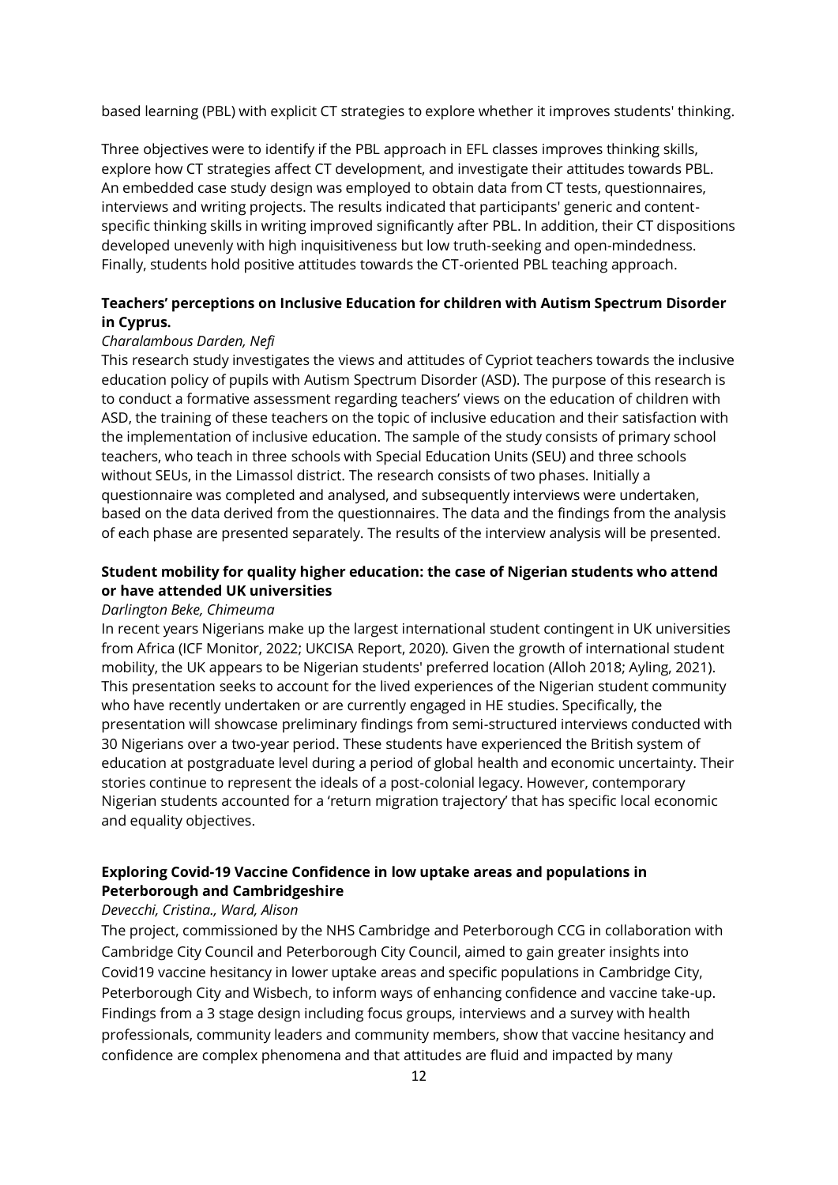based learning (PBL) with explicit CT strategies to explore whether it improves students' thinking.

Three objectives were to identify if the PBL approach in EFL classes improves thinking skills, explore how CT strategies affect CT development, and investigate their attitudes towards PBL. An embedded case study design was employed to obtain data from CT tests, questionnaires, interviews and writing projects. The results indicated that participants' generic and content-specific thinking skills in writing improved significantly after PBL. In addition, their CT dispositions developed unevenly with high inquisitiveness but low truth-seeking and open-mindedness. Finally, students hold positive attitudes towards the CT-oriented PBL teaching approach.

**Teachers' perceptions on Inclusive Education for children with Autism Spectrum Disorder in Cyprus.**

*Charalambous Darden, Nefi*

This research study investigates the views and attitudes of Cypriot teachers towards the inclusive education policy of pupils with Autism Spectrum Disorder (ASD). The purpose of this research is to conduct a formative assessment regarding teachers' views on the education of children with ASD, the training of these teachers on the topic of inclusive education and their satisfaction with the implementation of inclusive education. The sample of the study consists of primary school teachers, who teach in three schools with Special Education Units (SEU) and three schools without SEUs, in the Limassol district. The research consists of two phases. Initially a questionnaire was completed and analysed, and subsequently interviews were undertaken, based on the data derived from the questionnaires. The data and the findings from the analysis of each phase are presented separately. The results of the interview analysis will be presented.

**Student mobility for quality higher education: the case of Nigerian students who attend or have attended UK universities**

*Darlington Beke, Chimeuma*

In recent years Nigerians make up the largest international student contingent in UK universities from Africa (ICF Monitor, 2022; UKCISA Report, 2020). Given the growth of international student mobility, the UK appears to be Nigerian students' preferred location (Alloh 2018; Ayling, 2021). This presentation seeks to account for the lived experiences of the Nigerian student community who have recently undertaken or are currently engaged in HE studies. Specifically, the presentation will showcase preliminary findings from semi-structured interviews conducted with 30 Nigerians over a two-year period. These students have experienced the British system of education at postgraduate level during a period of global health and economic uncertainty. Their stories continue to represent the ideals of a post-colonial legacy. However, contemporary Nigerian students accounted for a 'return migration trajectory' that has specific local economic and equality objectives.

**Exploring Covid-19 Vaccine Confidence in low uptake areas and populations in Peterborough and Cambridgeshire**

*Devecchi, Cristina., Ward, Alison*

The project, commissioned by the NHS Cambridge and Peterborough CCG in collaboration with Cambridge City Council and Peterborough City Council, aimed to gain greater insights into Covid19 vaccine hesitancy in lower uptake areas and specific populations in Cambridge City, Peterborough City and Wisbech, to inform ways of enhancing confidence and vaccine take-up. Findings from a 3 stage design including focus groups, interviews and a survey with health professionals, community leaders and community members, show that vaccine hesitancy and confidence are complex phenomena and that attitudes are fluid and impacted by many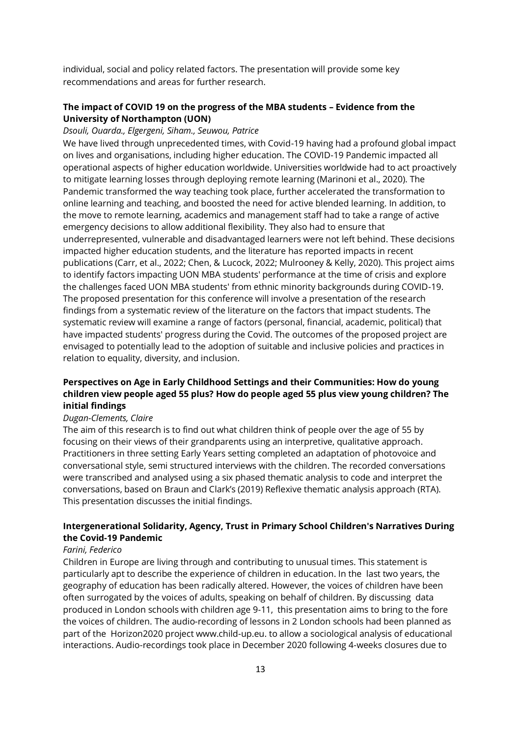individual, social and policy related factors. The presentation will provide some key recommendations and areas for further research.

### The impact of COVID 19 on the progress of the MBA students – Evidence from the University of Northampton (UON)

*Dsouli, Ouarda., Elgergeni, Siham., Seuwou, Patrice*

We have lived through unprecedented times, with Covid-19 having had a profound global impact on lives and organisations, including higher education. The COVID-19 Pandemic impacted all operational aspects of higher education worldwide. Universities worldwide had to act proactively to mitigate learning losses through deploying remote learning (Marinoni et al., 2020). The Pandemic transformed the way teaching took place, further accelerated the transformation to online learning and teaching, and boosted the need for active blended learning. In addition, to the move to remote learning, academics and management staff had to take a range of active emergency decisions to allow additional flexibility. They also had to ensure that underrepresented, vulnerable and disadvantaged learners were not left behind. These decisions impacted higher education students, and the literature has reported impacts in recent publications (Carr, et al., 2022; Chen, & Lucock, 2022; Mulrooney & Kelly, 2020). This project aims to identify factors impacting UON MBA students' performance at the time of crisis and explore the challenges faced UON MBA students' from ethnic minority backgrounds during COVID-19. The proposed presentation for this conference will involve a presentation of the research findings from a systematic review of the literature on the factors that impact students. The systematic review will examine a range of factors (personal, financial, academic, political) that have impacted students' progress during the Covid. The outcomes of the proposed project are envisaged to potentially lead to the adoption of suitable and inclusive policies and practices in relation to equality, diversity, and inclusion.

### Perspectives on Age in Early Childhood Settings and their Communities: How do young children view people aged 55 plus? How do people aged 55 plus view young children? The initial findings

*Dugan-Clements, Claire*

The aim of this research is to find out what children think of people over the age of 55 by focusing on their views of their grandparents using an interpretive, qualitative approach. Practitioners in three setting Early Years setting completed an adaptation of photovoice and conversational style, semi structured interviews with the children. The recorded conversations were transcribed and analysed using a six phased thematic analysis to code and interpret the conversations, based on Braun and Clark's (2019) Reflexive thematic analysis approach (RTA). This presentation discusses the initial findings.

### Intergenerational Solidarity, Agency, Trust in Primary School Children's Narratives During the Covid-19 Pandemic

*Farini, Federico*

Children in Europe are living through and contributing to unusual times. This statement is particularly apt to describe the experience of children in education. In the last two years, the geography of education has been radically altered. However, the voices of children have been often surrogated by the voices of adults, speaking on behalf of children. By discussing data produced in London schools with children age 9-11, this presentation aims to bring to the fore the voices of children. The audio-recording of lessons in 2 London schools had been planned as part of the Horizon2020 project www.child-up.eu. to allow a sociological analysis of educational interactions. Audio-recordings took place in December 2020 following 4-weeks closures due to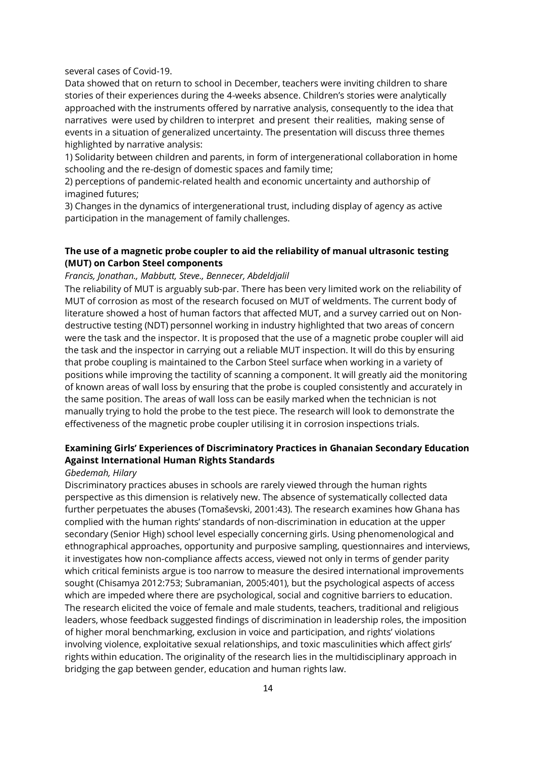several cases of Covid-19.

Data showed that on return to school in December, teachers were inviting children to share stories of their experiences during the 4-weeks absence. Children's stories were analytically approached with the instruments offered by narrative analysis, consequently to the idea that narratives were used by children to interpret and present their realities, making sense of events in a situation of generalized uncertainty. The presentation will discuss three themes highlighted by narrative analysis:

1) Solidarity between children and parents, in form of intergenerational collaboration in home schooling and the re-design of domestic spaces and family time;

2) perceptions of pandemic-related health and economic uncertainty and authorship of imagined futures;

3) Changes in the dynamics of intergenerational trust, including display of agency as active participation in the management of family challenges.

### The use of a magnetic probe coupler to aid the reliability of manual ultrasonic testing (MUT) on Carbon Steel components

*Francis, Jonathan., Mabbutt, Steve., Bennecer, Abdeldjalil*

The reliability of MUT is arguably sub-par. There has been very limited work on the reliability of MUT of corrosion as most of the research focused on MUT of weldments. The current body of literature showed a host of human factors that affected MUT, and a survey carried out on Non-destructive testing (NDT) personnel working in industry highlighted that two areas of concern were the task and the inspector. It is proposed that the use of a magnetic probe coupler will aid the task and the inspector in carrying out a reliable MUT inspection. It will do this by ensuring that probe coupling is maintained to the Carbon Steel surface when working in a variety of positions while improving the tactility of scanning a component. It will greatly aid the monitoring of known areas of wall loss by ensuring that the probe is coupled consistently and accurately in the same position. The areas of wall loss can be easily marked when the technician is not manually trying to hold the probe to the test piece. The research will look to demonstrate the effectiveness of the magnetic probe coupler utilising it in corrosion inspections trials.

### Examining Girls' Experiences of Discriminatory Practices in Ghanaian Secondary Education Against International Human Rights Standards

*Gbedemah, Hilary*

Discriminatory practices abuses in schools are rarely viewed through the human rights perspective as this dimension is relatively new. The absence of systematically collected data further perpetuates the abuses (Tomaševski, 2001:43). The research examines how Ghana has complied with the human rights' standards of non-discrimination in education at the upper secondary (Senior High) school level especially concerning girls. Using phenomenological and ethnographical approaches, opportunity and purposive sampling, questionnaires and interviews, it investigates how non-compliance affects access, viewed not only in terms of gender parity which critical feminists argue is too narrow to measure the desired international improvements sought (Chisamya 2012:753; Subramanian, 2005:401), but the psychological aspects of access which are impeded where there are psychological, social and cognitive barriers to education. The research elicited the voice of female and male students, teachers, traditional and religious leaders, whose feedback suggested findings of discrimination in leadership roles, the imposition of higher moral benchmarking, exclusion in voice and participation, and rights' violations involving violence, exploitative sexual relationships, and toxic masculinities which affect girls' rights within education. The originality of the research lies in the multidisciplinary approach in bridging the gap between gender, education and human rights law.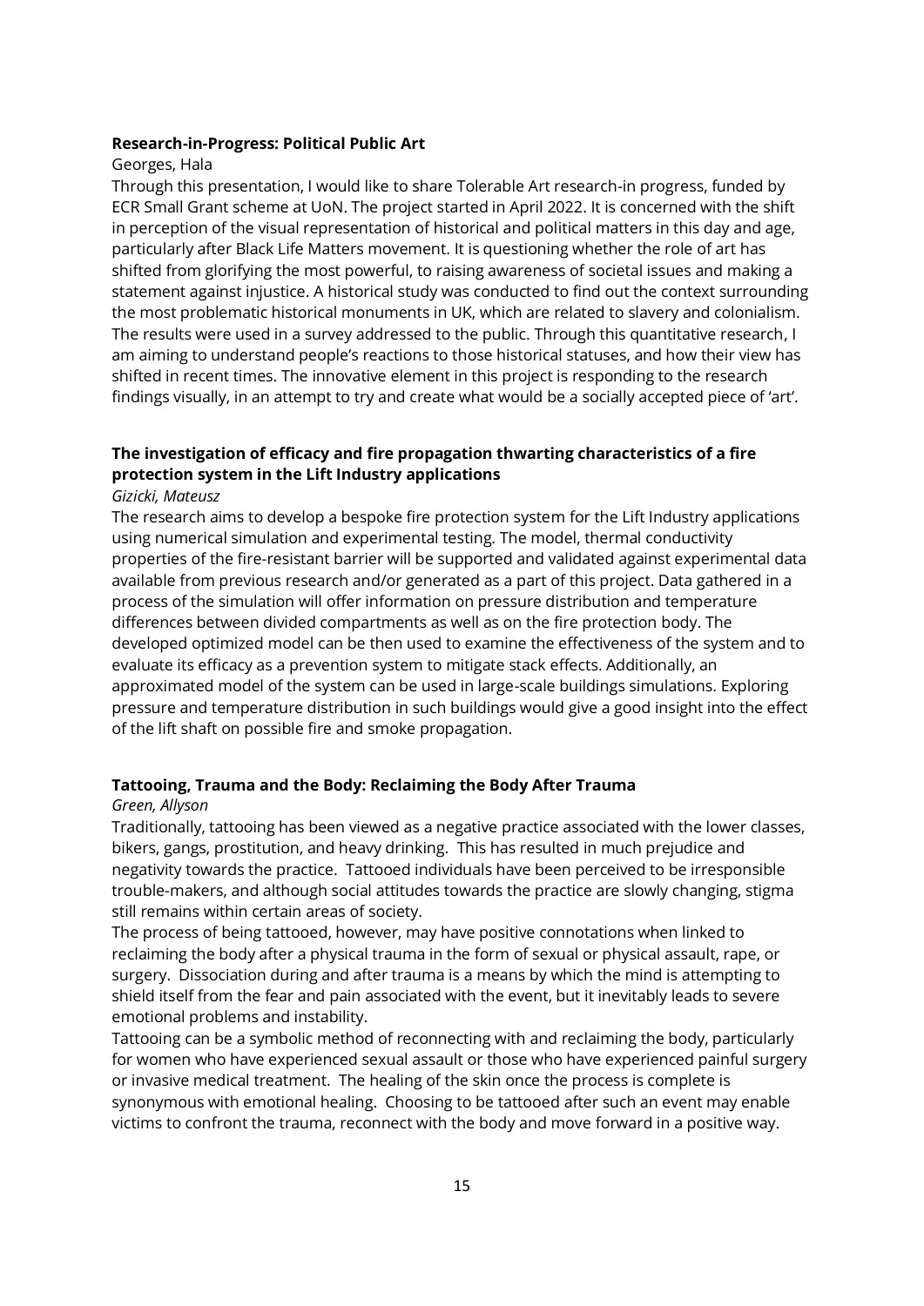**Research-in-Progress: Political Public Art**

Georges, Hala

Through this presentation, I would like to share Tolerable Art research-in progress, funded by ECR Small Grant scheme at UoN. The project started in April 2022. It is concerned with the shift in perception of the visual representation of historical and political matters in this day and age, particularly after Black Life Matters movement. It is questioning whether the role of art has shifted from glorifying the most powerful, to raising awareness of societal issues and making a statement against injustice. A historical study was conducted to find out the context surrounding the most problematic historical monuments in UK, which are related to slavery and colonialism. The results were used in a survey addressed to the public. Through this quantitative research, I am aiming to understand people's reactions to those historical statuses, and how their view has shifted in recent times. The innovative element in this project is responding to the research findings visually, in an attempt to try and create what would be a socially accepted piece of 'art'.

**The investigation of efficacy and fire propagation thwarting characteristics of a fire protection system in the Lift Industry applications**

*Gizicki, Mateusz*

The research aims to develop a bespoke fire protection system for the Lift Industry applications using numerical simulation and experimental testing. The model, thermal conductivity properties of the fire-resistant barrier will be supported and validated against experimental data available from previous research and/or generated as a part of this project. Data gathered in a process of the simulation will offer information on pressure distribution and temperature differences between divided compartments as well as on the fire protection body. The developed optimized model can be then used to examine the effectiveness of the system and to evaluate its efficacy as a prevention system to mitigate stack effects. Additionally, an approximated model of the system can be used in large-scale buildings simulations. Exploring pressure and temperature distribution in such buildings would give a good insight into the effect of the lift shaft on possible fire and smoke propagation.

**Tattooing, Trauma and the Body: Reclaiming the Body After Trauma**

*Green, Allyson*

Traditionally, tattooing has been viewed as a negative practice associated with the lower classes, bikers, gangs, prostitution, and heavy drinking. This has resulted in much prejudice and negativity towards the practice. Tattooed individuals have been perceived to be irresponsible trouble-makers, and although social attitudes towards the practice are slowly changing, stigma still remains within certain areas of society.

The process of being tattooed, however, may have positive connotations when linked to reclaiming the body after a physical trauma in the form of sexual or physical assault, rape, or surgery. Dissociation during and after trauma is a means by which the mind is attempting to shield itself from the fear and pain associated with the event, but it inevitably leads to severe emotional problems and instability.

Tattooing can be a symbolic method of reconnecting with and reclaiming the body, particularly for women who have experienced sexual assault or those who have experienced painful surgery or invasive medical treatment. The healing of the skin once the process is complete is synonymous with emotional healing. Choosing to be tattooed after such an event may enable victims to confront the trauma, reconnect with the body and move forward in a positive way.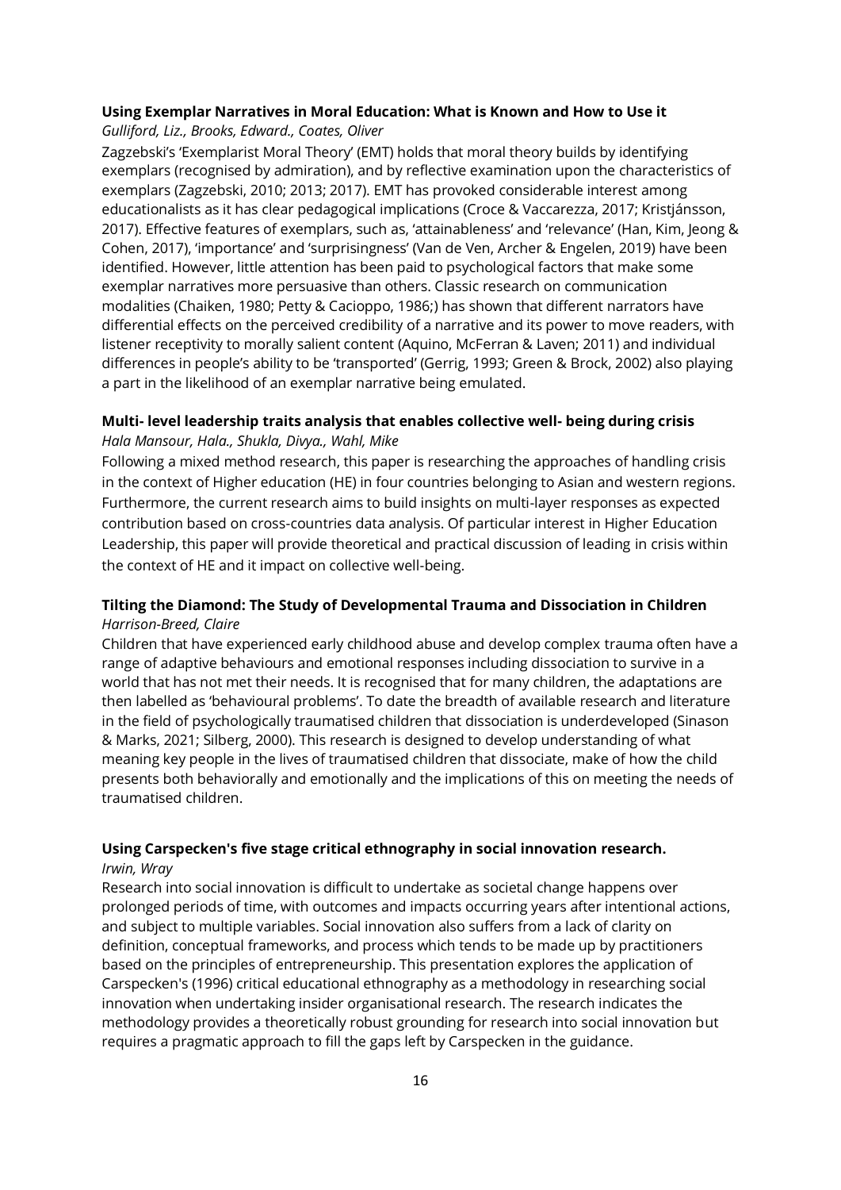**Using Exemplar Narratives in Moral Education: What is Known and How to Use it**

*Gulliford, Liz., Brooks, Edward., Coates, Oliver*

Zagzebski's 'Exemplarist Moral Theory' (EMT) holds that moral theory builds by identifying exemplars (recognised by admiration), and by reflective examination upon the characteristics of exemplars (Zagzebski, 2010; 2013; 2017). EMT has provoked considerable interest among educationalists as it has clear pedagogical implications (Croce & Vaccarezza, 2017; Kristjánsson, 2017). Effective features of exemplars, such as, 'attainableness' and 'relevance' (Han, Kim, Jeong & Cohen, 2017), 'importance' and 'surprisingness' (Van de Ven, Archer & Engelen, 2019) have been identified. However, little attention has been paid to psychological factors that make some exemplar narratives more persuasive than others. Classic research on communication modalities (Chaiken, 1980; Petty & Cacioppo, 1986;) has shown that different narrators have differential effects on the perceived credibility of a narrative and its power to move readers, with listener receptivity to morally salient content (Aquino, McFerran & Laven; 2011) and individual differences in people's ability to be 'transported' (Gerrig, 1993; Green & Brock, 2002) also playing a part in the likelihood of an exemplar narrative being emulated.

**Multi- level leadership traits analysis that enables collective well- being during crisis**

*Hala Mansour, Hala., Shukla, Divya., Wahl, Mike*

Following a mixed method research, this paper is researching the approaches of handling crisis in the context of Higher education (HE) in four countries belonging to Asian and western regions. Furthermore, the current research aims to build insights on multi-layer responses as expected contribution based on cross-countries data analysis. Of particular interest in Higher Education Leadership, this paper will provide theoretical and practical discussion of leading in crisis within the context of HE and it impact on collective well-being.

**Tilting the Diamond: The Study of Developmental Trauma and Dissociation in Children**

*Harrison-Breed, Claire*

Children that have experienced early childhood abuse and develop complex trauma often have a range of adaptive behaviours and emotional responses including dissociation to survive in a world that has not met their needs. It is recognised that for many children, the adaptations are then labelled as 'behavioural problems'. To date the breadth of available research and literature in the field of psychologically traumatised children that dissociation is underdeveloped (Sinason & Marks, 2021; Silberg, 2000). This research is designed to develop understanding of what meaning key people in the lives of traumatised children that dissociate, make of how the child presents both behaviorally and emotionally and the implications of this on meeting the needs of traumatised children.

**Using Carspecken's five stage critical ethnography in social innovation research.**

*Irwin, Wray*

Research into social innovation is difficult to undertake as societal change happens over prolonged periods of time, with outcomes and impacts occurring years after intentional actions, and subject to multiple variables. Social innovation also suffers from a lack of clarity on definition, conceptual frameworks, and process which tends to be made up by practitioners based on the principles of entrepreneurship. This presentation explores the application of Carspecken's (1996) critical educational ethnography as a methodology in researching social innovation when undertaking insider organisational research. The research indicates the methodology provides a theoretically robust grounding for research into social innovation but requires a pragmatic approach to fill the gaps left by Carspecken in the guidance.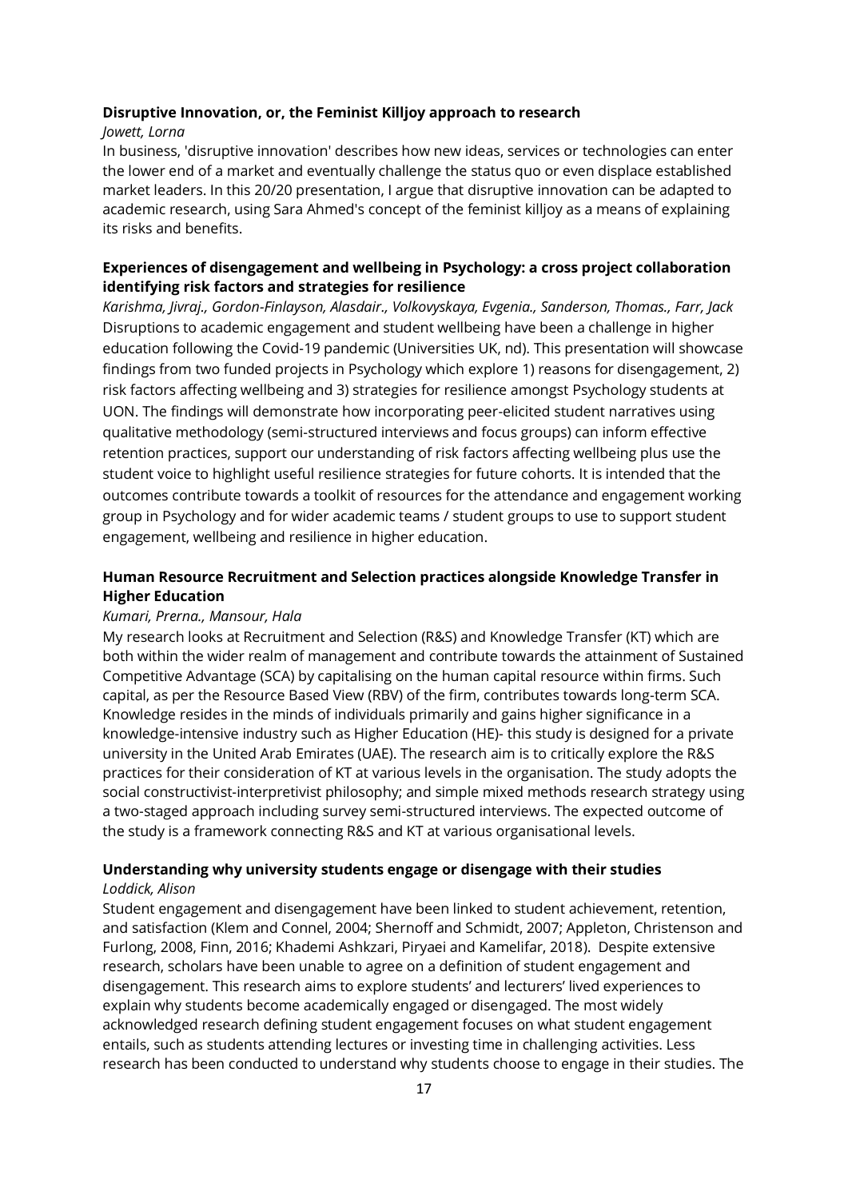**Disruptive Innovation, or, the Feminist Killjoy approach to research**

*Jowett, Lorna*

In business, 'disruptive innovation' describes how new ideas, services or technologies can enter the lower end of a market and eventually challenge the status quo or even displace established market leaders. In this 20/20 presentation, I argue that disruptive innovation can be adapted to academic research, using Sara Ahmed's concept of the feminist killjoy as a means of explaining its risks and benefits.

**Experiences of disengagement and wellbeing in Psychology: a cross project collaboration identifying risk factors and strategies for resilience**

*Karishma, Jivraj., Gordon-Finlayson, Alasdair., Volkovyskaya, Evgenia., Sanderson, Thomas., Farr, Jack*

Disruptions to academic engagement and student wellbeing have been a challenge in higher education following the Covid-19 pandemic (Universities UK, nd). This presentation will showcase findings from two funded projects in Psychology which explore 1) reasons for disengagement, 2) risk factors affecting wellbeing and 3) strategies for resilience amongst Psychology students at UON. The findings will demonstrate how incorporating peer-elicited student narratives using qualitative methodology (semi-structured interviews and focus groups) can inform effective retention practices, support our understanding of risk factors affecting wellbeing plus use the student voice to highlight useful resilience strategies for future cohorts. It is intended that the outcomes contribute towards a toolkit of resources for the attendance and engagement working group in Psychology and for wider academic teams / student groups to use to support student engagement, wellbeing and resilience in higher education.

**Human Resource Recruitment and Selection practices alongside Knowledge Transfer in Higher Education**

*Kumari, Prerna., Mansour, Hala*

My research looks at Recruitment and Selection (R&S) and Knowledge Transfer (KT) which are both within the wider realm of management and contribute towards the attainment of Sustained Competitive Advantage (SCA) by capitalising on the human capital resource within firms. Such capital, as per the Resource Based View (RBV) of the firm, contributes towards long-term SCA. Knowledge resides in the minds of individuals primarily and gains higher significance in a knowledge-intensive industry such as Higher Education (HE)- this study is designed for a private university in the United Arab Emirates (UAE). The research aim is to critically explore the R&S practices for their consideration of KT at various levels in the organisation. The study adopts the social constructivist-interpretivist philosophy; and simple mixed methods research strategy using a two-staged approach including survey semi-structured interviews. The expected outcome of the study is a framework connecting R&S and KT at various organisational levels.

**Understanding why university students engage or disengage with their studies**

*Loddick, Alison*

Student engagement and disengagement have been linked to student achievement, retention, and satisfaction (Klem and Connel, 2004; Shernoff and Schmidt, 2007; Appleton, Christenson and Furlong, 2008, Finn, 2016; Khademi Ashkzari, Piryaei and Kamelifar, 2018). Despite extensive research, scholars have been unable to agree on a definition of student engagement and disengagement. This research aims to explore students' and lecturers' lived experiences to explain why students become academically engaged or disengaged. The most widely acknowledged research defining student engagement focuses on what student engagement entails, such as students attending lectures or investing time in challenging activities. Less research has been conducted to understand why students choose to engage in their studies. The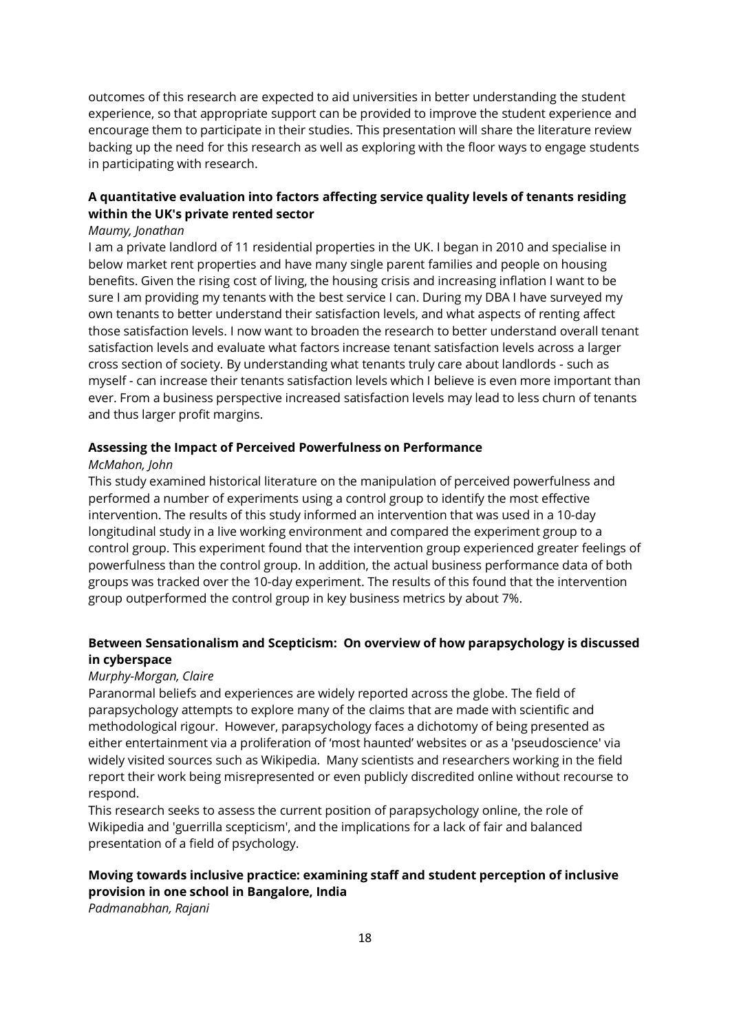outcomes of this research are expected to aid universities in better understanding the student experience, so that appropriate support can be provided to improve the student experience and encourage them to participate in their studies. This presentation will share the literature review backing up the need for this research as well as exploring with the floor ways to engage students in participating with research.

**A quantitative evaluation into factors affecting service quality levels of tenants residing within the UK's private rented sector**

*Maumy, Jonathan*

I am a private landlord of 11 residential properties in the UK. I began in 2010 and specialise in below market rent properties and have many single parent families and people on housing benefits. Given the rising cost of living, the housing crisis and increasing inflation I want to be sure I am providing my tenants with the best service I can. During my DBA I have surveyed my own tenants to better understand their satisfaction levels, and what aspects of renting affect those satisfaction levels. I now want to broaden the research to better understand overall tenant satisfaction levels and evaluate what factors increase tenant satisfaction levels across a larger cross section of society. By understanding what tenants truly care about landlords - such as myself - can increase their tenants satisfaction levels which I believe is even more important than ever. From a business perspective increased satisfaction levels may lead to less churn of tenants and thus larger profit margins.

**Assessing the Impact of Perceived Powerfulness on Performance**

*McMahon, John*

This study examined historical literature on the manipulation of perceived powerfulness and performed a number of experiments using a control group to identify the most effective intervention. The results of this study informed an intervention that was used in a 10-day longitudinal study in a live working environment and compared the experiment group to a control group. This experiment found that the intervention group experienced greater feelings of powerfulness than the control group. In addition, the actual business performance data of both groups was tracked over the 10-day experiment. The results of this found that the intervention group outperformed the control group in key business metrics by about 7%.

**Between Sensationalism and Scepticism: On overview of how parapsychology is discussed in cyberspace**

*Murphy-Morgan, Claire*

Paranormal beliefs and experiences are widely reported across the globe. The field of parapsychology attempts to explore many of the claims that are made with scientific and methodological rigour. However, parapsychology faces a dichotomy of being presented as either entertainment via a proliferation of 'most haunted' websites or as a 'pseudoscience' via widely visited sources such as Wikipedia. Many scientists and researchers working in the field report their work being misrepresented or even publicly discredited online without recourse to respond.

This research seeks to assess the current position of parapsychology online, the role of Wikipedia and 'guerrilla scepticism', and the implications for a lack of fair and balanced presentation of a field of psychology.

**Moving towards inclusive practice: examining staff and student perception of inclusive provision in one school in Bangalore, India**

*Padmanabhan, Rajani*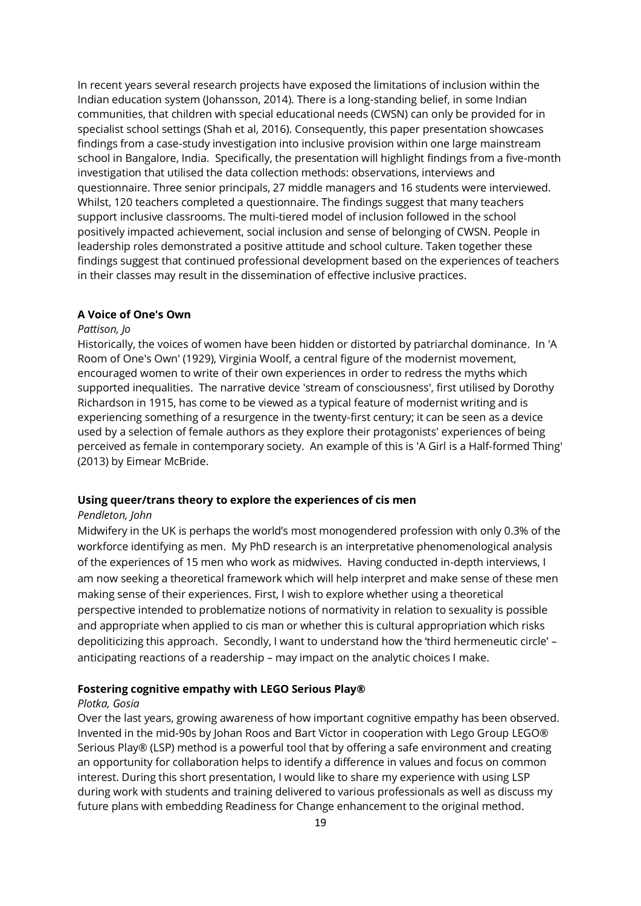In recent years several research projects have exposed the limitations of inclusion within the Indian education system (Johansson, 2014). There is a long-standing belief, in some Indian communities, that children with special educational needs (CWSN) can only be provided for in specialist school settings (Shah et al, 2016). Consequently, this paper presentation showcases findings from a case-study investigation into inclusive provision within one large mainstream school in Bangalore, India. Specifically, the presentation will highlight findings from a five-month investigation that utilised the data collection methods: observations, interviews and questionnaire. Three senior principals, 27 middle managers and 16 students were interviewed. Whilst, 120 teachers completed a questionnaire. The findings suggest that many teachers support inclusive classrooms. The multi-tiered model of inclusion followed in the school positively impacted achievement, social inclusion and sense of belonging of CWSN. People in leadership roles demonstrated a positive attitude and school culture. Taken together these findings suggest that continued professional development based on the experiences of teachers in their classes may result in the dissemination of effective inclusive practices.

### A Voice of One's Own

*Pattison, Jo*

Historically, the voices of women have been hidden or distorted by patriarchal dominance. In 'A Room of One's Own' (1929), Virginia Woolf, a central figure of the modernist movement, encouraged women to write of their own experiences in order to redress the myths which supported inequalities. The narrative device 'stream of consciousness', first utilised by Dorothy Richardson in 1915, has come to be viewed as a typical feature of modernist writing and is experiencing something of a resurgence in the twenty-first century; it can be seen as a device used by a selection of female authors as they explore their protagonists' experiences of being perceived as female in contemporary society. An example of this is 'A Girl is a Half-formed Thing' (2013) by Eimear McBride.

### Using queer/trans theory to explore the experiences of cis men

*Pendleton, John*

Midwifery in the UK is perhaps the world's most monogendered profession with only 0.3% of the workforce identifying as men. My PhD research is an interpretative phenomenological analysis of the experiences of 15 men who work as midwives. Having conducted in-depth interviews, I am now seeking a theoretical framework which will help interpret and make sense of these men making sense of their experiences. First, I wish to explore whether using a theoretical perspective intended to problematize notions of normativity in relation to sexuality is possible and appropriate when applied to cis man or whether this is cultural appropriation which risks depoliticizing this approach. Secondly, I want to understand how the 'third hermeneutic circle' – anticipating reactions of a readership – may impact on the analytic choices I make.

### Fostering cognitive empathy with LEGO Serious Play®

*Plotka, Gosia*

Over the last years, growing awareness of how important cognitive empathy has been observed. Invented in the mid-90s by Johan Roos and Bart Victor in cooperation with Lego Group LEGO® Serious Play® (LSP) method is a powerful tool that by offering a safe environment and creating an opportunity for collaboration helps to identify a difference in values and focus on common interest. During this short presentation, I would like to share my experience with using LSP during work with students and training delivered to various professionals as well as discuss my future plans with embedding Readiness for Change enhancement to the original method.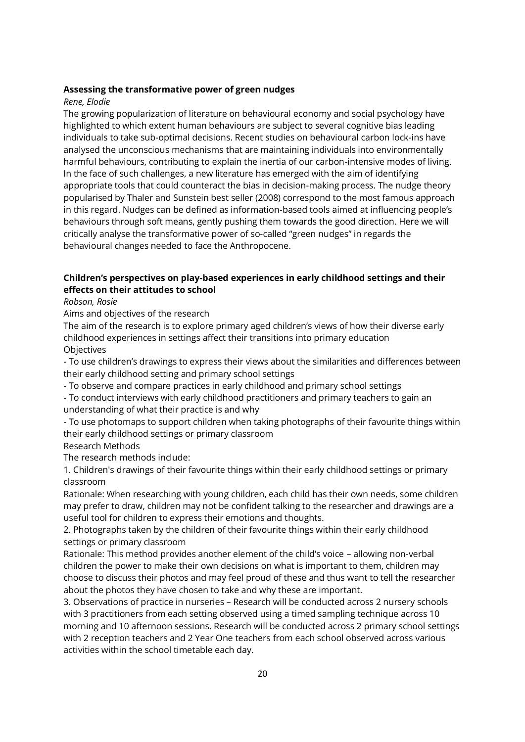**Assessing the transformative power of green nudges**

*Rene, Elodie*

The growing popularization of literature on behavioural economy and social psychology have highlighted to which extent human behaviours are subject to several cognitive bias leading individuals to take sub-optimal decisions. Recent studies on behavioural carbon lock-ins have analysed the unconscious mechanisms that are maintaining individuals into environmentally harmful behaviours, contributing to explain the inertia of our carbon-intensive modes of living. In the face of such challenges, a new literature has emerged with the aim of identifying appropriate tools that could counteract the bias in decision-making process. The nudge theory popularised by Thaler and Sunstein best seller (2008) correspond to the most famous approach in this regard. Nudges can be defined as information-based tools aimed at influencing people's behaviours through soft means, gently pushing them towards the good direction. Here we will critically analyse the transformative power of so-called "green nudges" in regards the behavioural changes needed to face the Anthropocene.

**Children's perspectives on play-based experiences in early childhood settings and their effects on their attitudes to school**

*Robson, Rosie*

Aims and objectives of the research

The aim of the research is to explore primary aged children's views of how their diverse early childhood experiences in settings affect their transitions into primary education

Objectives

- To use children's drawings to express their views about the similarities and differences between their early childhood setting and primary school settings
- To observe and compare practices in early childhood and primary school settings
- To conduct interviews with early childhood practitioners and primary teachers to gain an understanding of what their practice is and why
- To use photomaps to support children when taking photographs of their favourite things within their early childhood settings or primary classroom

Research Methods

The research methods include:

1. Children's drawings of their favourite things within their early childhood settings or primary classroom

Rationale: When researching with young children, each child has their own needs, some children may prefer to draw, children may not be confident talking to the researcher and drawings are a useful tool for children to express their emotions and thoughts.

2. Photographs taken by the children of their favourite things within their early childhood settings or primary classroom

Rationale: This method provides another element of the child's voice – allowing non-verbal children the power to make their own decisions on what is important to them, children may choose to discuss their photos and may feel proud of these and thus want to tell the researcher about the photos they have chosen to take and why these are important.

3. Observations of practice in nurseries – Research will be conducted across 2 nursery schools with 3 practitioners from each setting observed using a timed sampling technique across 10 morning and 10 afternoon sessions. Research will be conducted across 2 primary school settings with 2 reception teachers and 2 Year One teachers from each school observed across various activities within the school timetable each day.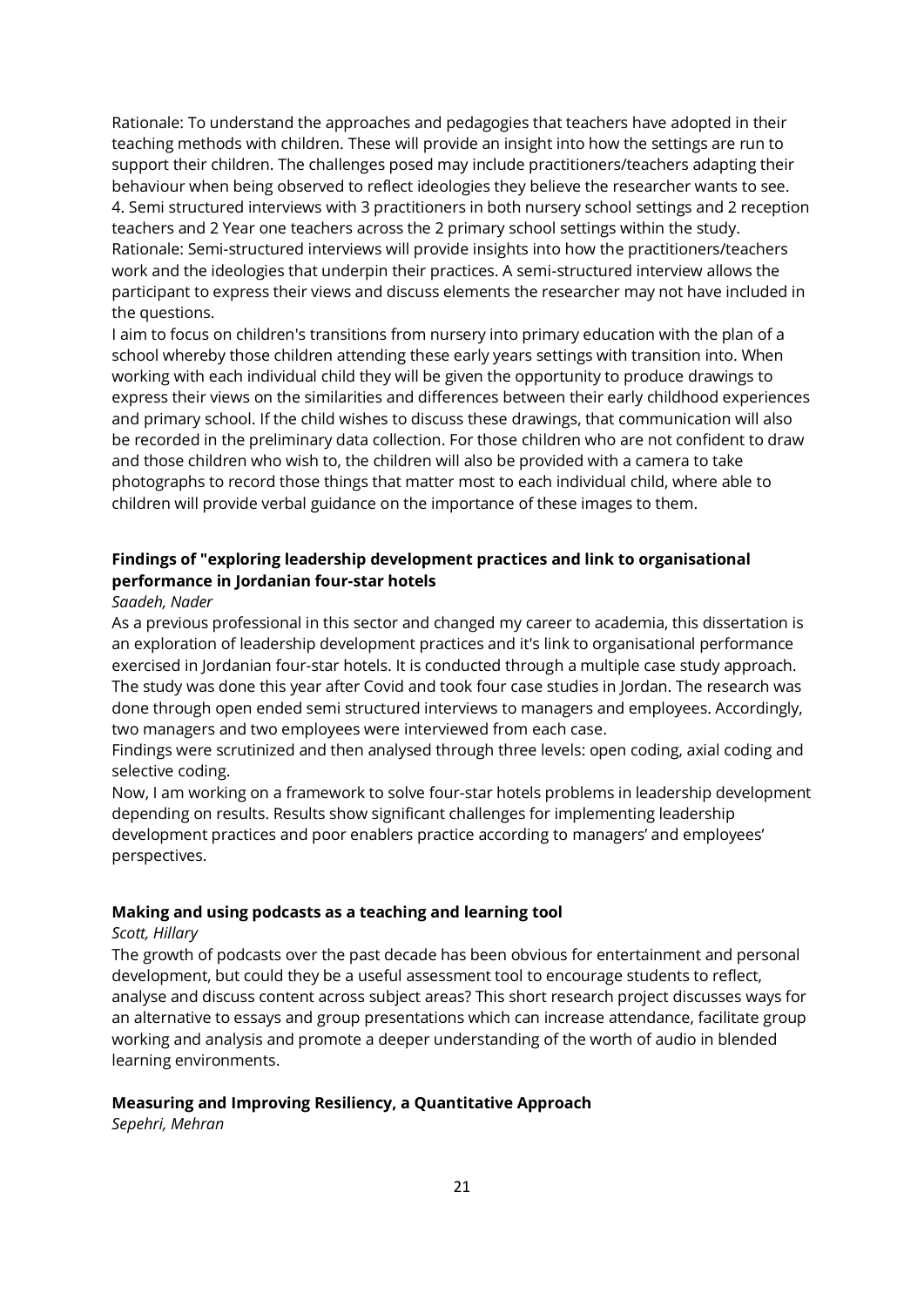Rationale: To understand the approaches and pedagogies that teachers have adopted in their teaching methods with children. These will provide an insight into how the settings are run to support their children. The challenges posed may include practitioners/teachers adapting their behaviour when being observed to reflect ideologies they believe the researcher wants to see.

4. Semi structured interviews with 3 practitioners in both nursery school settings and 2 reception teachers and 2 Year one teachers across the 2 primary school settings within the study.

Rationale: Semi-structured interviews will provide insights into how the practitioners/teachers work and the ideologies that underpin their practices. A semi-structured interview allows the participant to express their views and discuss elements the researcher may not have included in the questions.

I aim to focus on children's transitions from nursery into primary education with the plan of a school whereby those children attending these early years settings with transition into. When working with each individual child they will be given the opportunity to produce drawings to express their views on the similarities and differences between their early childhood experiences and primary school. If the child wishes to discuss these drawings, that communication will also be recorded in the preliminary data collection. For those children who are not confident to draw and those children who wish to, the children will also be provided with a camera to take photographs to record those things that matter most to each individual child, where able to children will provide verbal guidance on the importance of these images to them.

**Findings of "exploring leadership development practices and link to organisational performance in Jordanian four-star hotels**

*Saadeh, Nader*

As a previous professional in this sector and changed my career to academia, this dissertation is an exploration of leadership development practices and it's link to organisational performance exercised in Jordanian four-star hotels. It is conducted through a multiple case study approach. The study was done this year after Covid and took four case studies in Jordan. The research was done through open ended semi structured interviews to managers and employees. Accordingly, two managers and two employees were interviewed from each case.

Findings were scrutinized and then analysed through three levels: open coding, axial coding and selective coding.

Now, I am working on a framework to solve four-star hotels problems in leadership development depending on results. Results show significant challenges for implementing leadership development practices and poor enablers practice according to managers' and employees' perspectives.

**Making and using podcasts as a teaching and learning tool**

*Scott, Hillary*

The growth of podcasts over the past decade has been obvious for entertainment and personal development, but could they be a useful assessment tool to encourage students to reflect, analyse and discuss content across subject areas? This short research project discusses ways for an alternative to essays and group presentations which can increase attendance, facilitate group working and analysis and promote a deeper understanding of the worth of audio in blended learning environments.

**Measuring and Improving Resiliency, a Quantitative Approach**

*Sepehri, Mehran*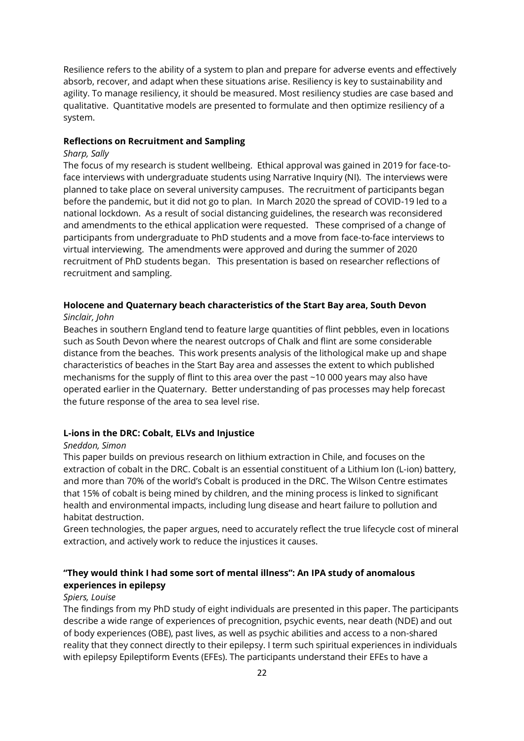Resilience refers to the ability of a system to plan and prepare for adverse events and effectively absorb, recover, and adapt when these situations arise. Resiliency is key to sustainability and agility. To manage resiliency, it should be measured. Most resiliency studies are case based and qualitative. Quantitative models are presented to formulate and then optimize resiliency of a system.

**Reflections on Recruitment and Sampling**

*Sharp, Sally*

The focus of my research is student wellbeing. Ethical approval was gained in 2019 for face-to-face interviews with undergraduate students using Narrative Inquiry (NI). The interviews were planned to take place on several university campuses. The recruitment of participants began before the pandemic, but it did not go to plan. In March 2020 the spread of COVID-19 led to a national lockdown. As a result of social distancing guidelines, the research was reconsidered and amendments to the ethical application were requested. These comprised of a change of participants from undergraduate to PhD students and a move from face-to-face interviews to virtual interviewing. The amendments were approved and during the summer of 2020 recruitment of PhD students began. This presentation is based on researcher reflections of recruitment and sampling.

**Holocene and Quaternary beach characteristics of the Start Bay area, South Devon**

*Sinclair, John*

Beaches in southern England tend to feature large quantities of flint pebbles, even in locations such as South Devon where the nearest outcrops of Chalk and flint are some considerable distance from the beaches. This work presents analysis of the lithological make up and shape characteristics of beaches in the Start Bay area and assesses the extent to which published mechanisms for the supply of flint to this area over the past ~10 000 years may also have operated earlier in the Quaternary. Better understanding of pas processes may help forecast the future response of the area to sea level rise.

**L-ions in the DRC: Cobalt, ELVs and Injustice**

*Sneddon, Simon*

This paper builds on previous research on lithium extraction in Chile, and focuses on the extraction of cobalt in the DRC. Cobalt is an essential constituent of a Lithium Ion (L-ion) battery, and more than 70% of the world's Cobalt is produced in the DRC. The Wilson Centre estimates that 15% of cobalt is being mined by children, and the mining process is linked to significant health and environmental impacts, including lung disease and heart failure to pollution and habitat destruction.

Green technologies, the paper argues, need to accurately reflect the true lifecycle cost of mineral extraction, and actively work to reduce the injustices it causes.

**"They would think I had some sort of mental illness": An IPA study of anomalous experiences in epilepsy**

*Spiers, Louise*

The findings from my PhD study of eight individuals are presented in this paper. The participants describe a wide range of experiences of precognition, psychic events, near death (NDE) and out of body experiences (OBE), past lives, as well as psychic abilities and access to a non-shared reality that they connect directly to their epilepsy. I term such spiritual experiences in individuals with epilepsy Epileptiform Events (EFEs). The participants understand their EFEs to have a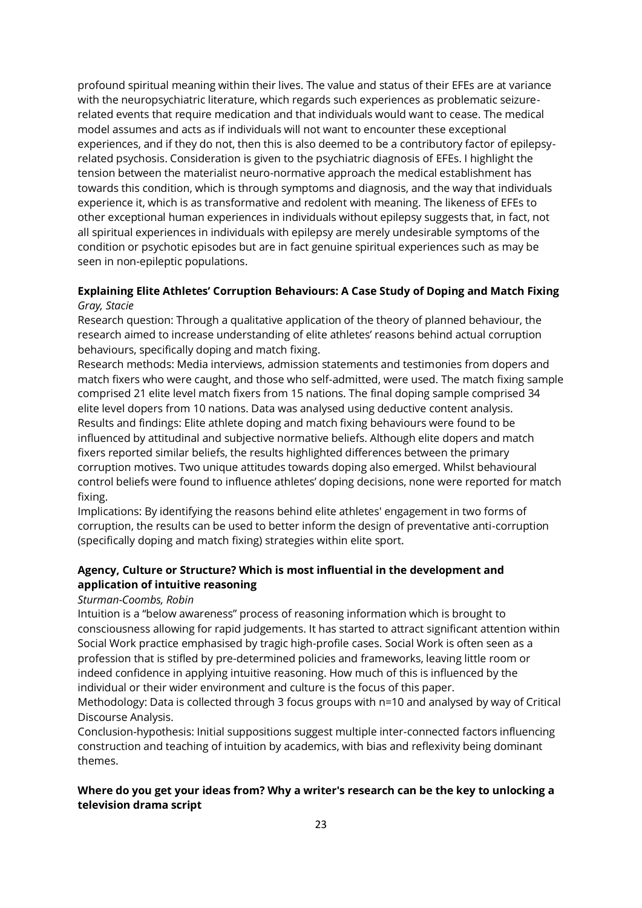profound spiritual meaning within their lives. The value and status of their EFEs are at variance with the neuropsychiatric literature, which regards such experiences as problematic seizure-related events that require medication and that individuals would want to cease. The medical model assumes and acts as if individuals will not want to encounter these exceptional experiences, and if they do not, then this is also deemed to be a contributory factor of epilepsy-related psychosis. Consideration is given to the psychiatric diagnosis of EFEs. I highlight the tension between the materialist neuro-normative approach the medical establishment has towards this condition, which is through symptoms and diagnosis, and the way that individuals experience it, which is as transformative and redolent with meaning. The likeness of EFEs to other exceptional human experiences in individuals without epilepsy suggests that, in fact, not all spiritual experiences in individuals with epilepsy are merely undesirable symptoms of the condition or psychotic episodes but are in fact genuine spiritual experiences such as may be seen in non-epileptic populations.

**Explaining Elite Athletes' Corruption Behaviours: A Case Study of Doping and Match Fixing**
*Gray, Stacie*

Research question: Through a qualitative application of the theory of planned behaviour, the research aimed to increase understanding of elite athletes' reasons behind actual corruption behaviours, specifically doping and match fixing.
Research methods: Media interviews, admission statements and testimonies from dopers and match fixers who were caught, and those who self-admitted, were used. The match fixing sample comprised 21 elite level match fixers from 15 nations. The final doping sample comprised 34 elite level dopers from 10 nations. Data was analysed using deductive content analysis.
Results and findings: Elite athlete doping and match fixing behaviours were found to be influenced by attitudinal and subjective normative beliefs. Although elite dopers and match fixers reported similar beliefs, the results highlighted differences between the primary corruption motives. Two unique attitudes towards doping also emerged. Whilst behavioural control beliefs were found to influence athletes' doping decisions, none were reported for match fixing.
Implications: By identifying the reasons behind elite athletes' engagement in two forms of corruption, the results can be used to better inform the design of preventative anti-corruption (specifically doping and match fixing) strategies within elite sport.

**Agency, Culture or Structure? Which is most influential in the development and application of intuitive reasoning**
*Sturman-Coombs, Robin*

Intuition is a "below awareness" process of reasoning information which is brought to consciousness allowing for rapid judgements. It has started to attract significant attention within Social Work practice emphasised by tragic high-profile cases. Social Work is often seen as a profession that is stifled by pre-determined policies and frameworks, leaving little room or indeed confidence in applying intuitive reasoning. How much of this is influenced by the individual or their wider environment and culture is the focus of this paper.
Methodology: Data is collected through 3 focus groups with n=10 and analysed by way of Critical Discourse Analysis.
Conclusion-hypothesis: Initial suppositions suggest multiple inter-connected factors influencing construction and teaching of intuition by academics, with bias and reflexivity being dominant themes.

**Where do you get your ideas from? Why a writer's research can be the key to unlocking a television drama script**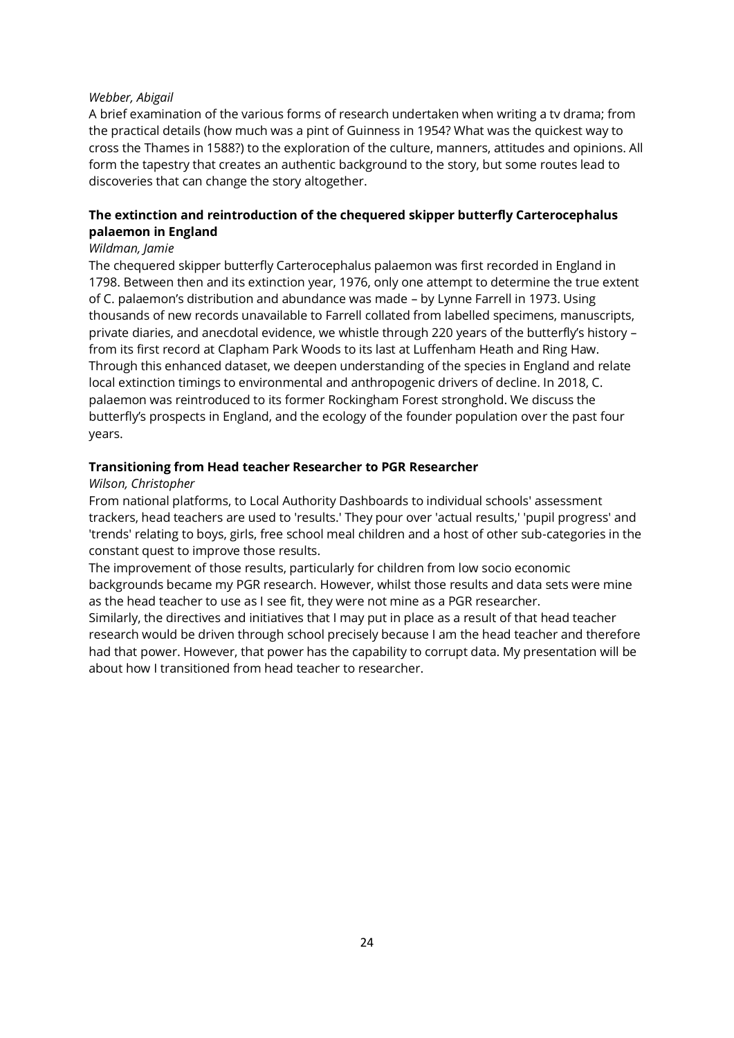*Webber, Abigail*

A brief examination of the various forms of research undertaken when writing a tv drama; from the practical details (how much was a pint of Guinness in 1954? What was the quickest way to cross the Thames in 1588?) to the exploration of the culture, manners, attitudes and opinions. All form the tapestry that creates an authentic background to the story, but some routes lead to discoveries that can change the story altogether.

**The extinction and reintroduction of the chequered skipper butterfly Carterocephalus palaemon in England**

*Wildman, Jamie*

The chequered skipper butterfly Carterocephalus palaemon was first recorded in England in 1798. Between then and its extinction year, 1976, only one attempt to determine the true extent of C. palaemon's distribution and abundance was made – by Lynne Farrell in 1973. Using thousands of new records unavailable to Farrell collated from labelled specimens, manuscripts, private diaries, and anecdotal evidence, we whistle through 220 years of the butterfly's history – from its first record at Clapham Park Woods to its last at Luffenham Heath and Ring Haw. Through this enhanced dataset, we deepen understanding of the species in England and relate local extinction timings to environmental and anthropogenic drivers of decline. In 2018, C. palaemon was reintroduced to its former Rockingham Forest stronghold. We discuss the butterfly's prospects in England, and the ecology of the founder population over the past four years.

**Transitioning from Head teacher Researcher to PGR Researcher**

*Wilson, Christopher*

From national platforms, to Local Authority Dashboards to individual schools' assessment trackers, head teachers are used to 'results.' They pour over 'actual results,' 'pupil progress' and 'trends' relating to boys, girls, free school meal children and a host of other sub-categories in the constant quest to improve those results.

The improvement of those results, particularly for children from low socio economic backgrounds became my PGR research. However, whilst those results and data sets were mine as the head teacher to use as I see fit, they were not mine as a PGR researcher.

Similarly, the directives and initiatives that I may put in place as a result of that head teacher research would be driven through school precisely because I am the head teacher and therefore had that power. However, that power has the capability to corrupt data. My presentation will be about how I transitioned from head teacher to researcher.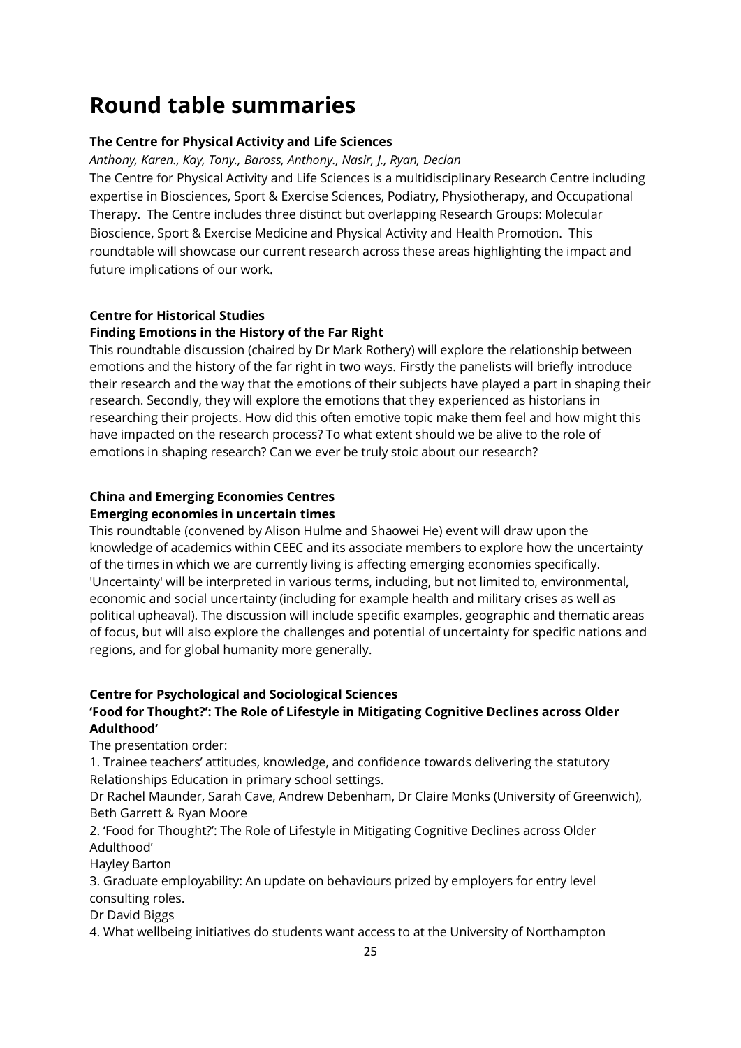# Round table summaries

**The Centre for Physical Activity and Life Sciences**

*Anthony, Karen., Kay, Tony., Baross, Anthony., Nasir, J., Ryan, Declan*

The Centre for Physical Activity and Life Sciences is a multidisciplinary Research Centre including expertise in Biosciences, Sport & Exercise Sciences, Podiatry, Physiotherapy, and Occupational Therapy. The Centre includes three distinct but overlapping Research Groups: Molecular Bioscience, Sport & Exercise Medicine and Physical Activity and Health Promotion. This roundtable will showcase our current research across these areas highlighting the impact and future implications of our work.

**Centre for Historical Studies**

**Finding Emotions in the History of the Far Right**

This roundtable discussion (chaired by Dr Mark Rothery) will explore the relationship between emotions and the history of the far right in two ways. Firstly the panelists will briefly introduce their research and the way that the emotions of their subjects have played a part in shaping their research. Secondly, they will explore the emotions that they experienced as historians in researching their projects. How did this often emotive topic make them feel and how might this have impacted on the research process? To what extent should we be alive to the role of emotions in shaping research? Can we ever be truly stoic about our research?

**China and Emerging Economies Centres**

**Emerging economies in uncertain times**

This roundtable (convened by Alison Hulme and Shaowei He) event will draw upon the knowledge of academics within CEEC and its associate members to explore how the uncertainty of the times in which we are currently living is affecting emerging economies specifically. 'Uncertainty' will be interpreted in various terms, including, but not limited to, environmental, economic and social uncertainty (including for example health and military crises as well as political upheaval). The discussion will include specific examples, geographic and thematic areas of focus, but will also explore the challenges and potential of uncertainty for specific nations and regions, and for global humanity more generally.

**Centre for Psychological and Sociological Sciences**

**'Food for Thought?': The Role of Lifestyle in Mitigating Cognitive Declines across Older Adulthood'**

The presentation order:

1. Trainee teachers' attitudes, knowledge, and confidence towards delivering the statutory Relationships Education in primary school settings.
Dr Rachel Maunder, Sarah Cave, Andrew Debenham, Dr Claire Monks (University of Greenwich), Beth Garrett & Ryan Moore
2. 'Food for Thought?': The Role of Lifestyle in Mitigating Cognitive Declines across Older Adulthood'
Hayley Barton
3. Graduate employability: An update on behaviours prized by employers for entry level consulting roles.
Dr David Biggs
4. What wellbeing initiatives do students want access to at the University of Northampton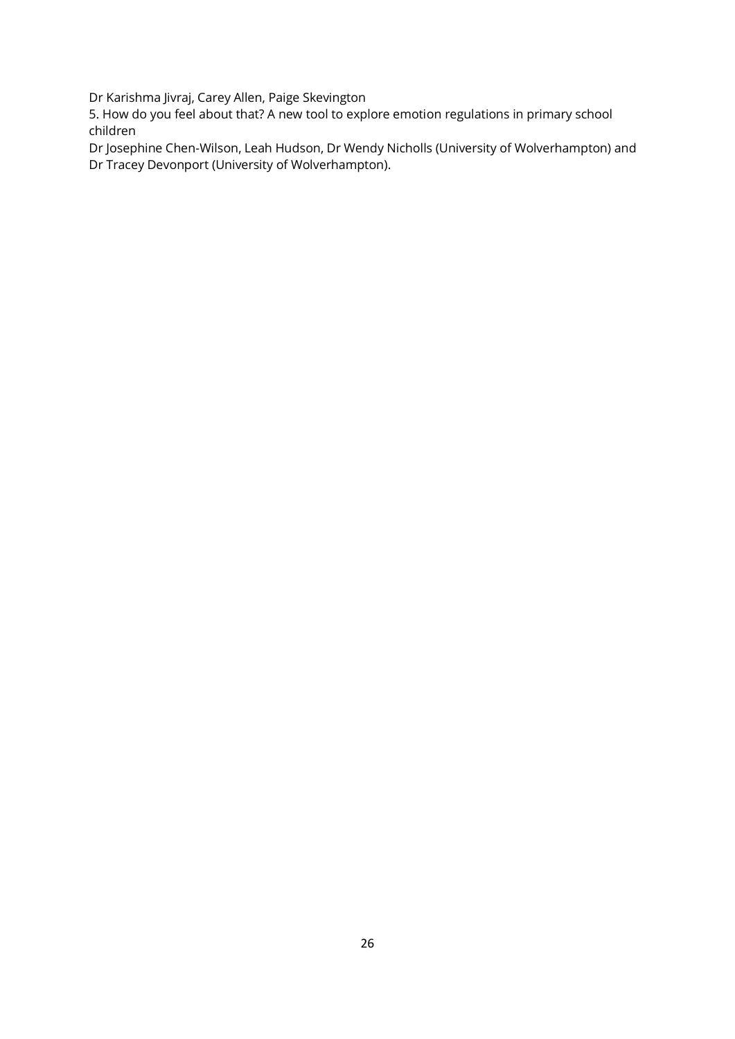Dr Karishma Jivraj, Carey Allen, Paige Skevington

5. How do you feel about that? A new tool to explore emotion regulations in primary school children

Dr Josephine Chen-Wilson, Leah Hudson, Dr Wendy Nicholls (University of Wolverhampton) and Dr Tracey Devonport (University of Wolverhampton).